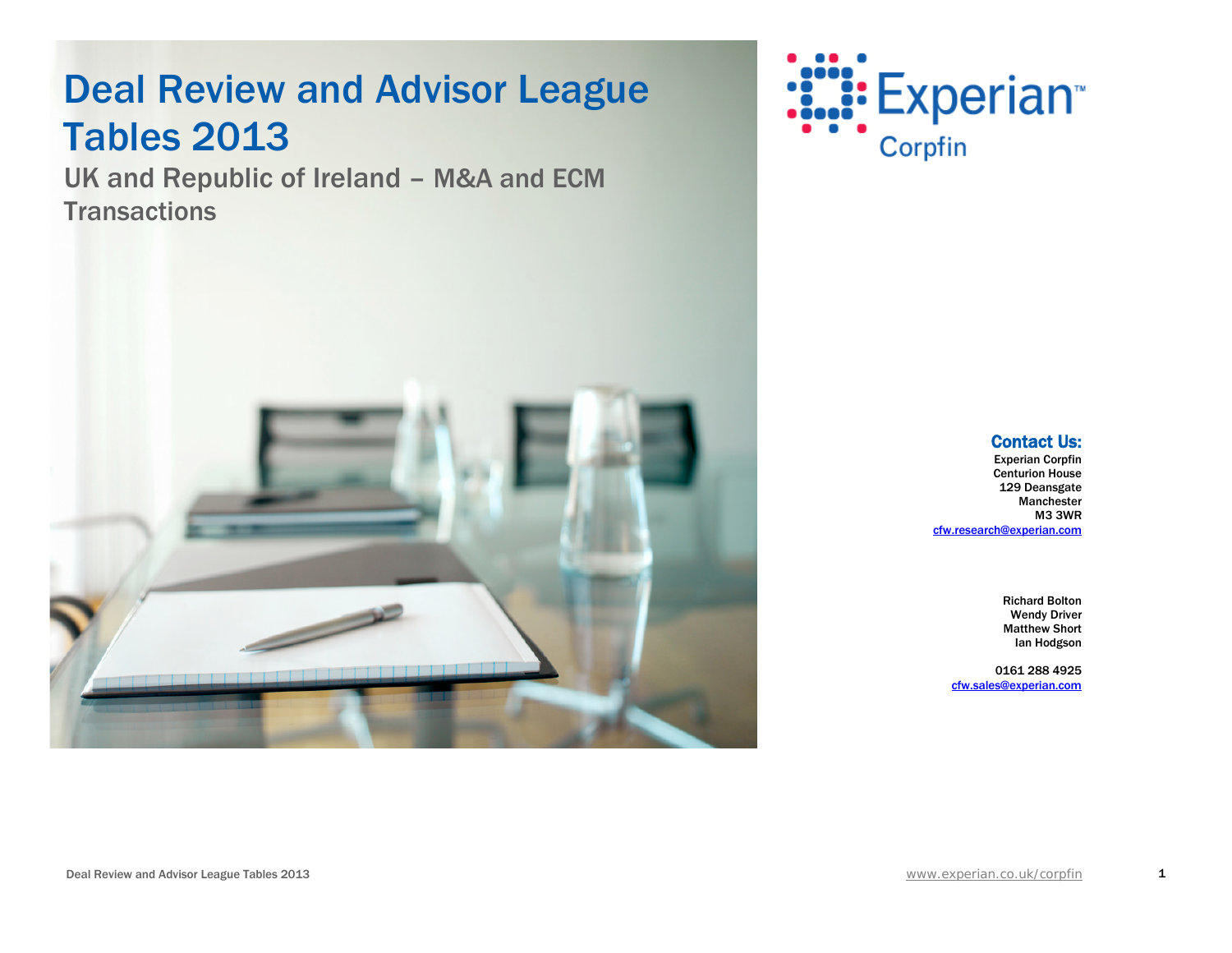# Deal Review and Advisor League Tables 2013

## UK and Republic of Ireland – M&A and ECM Transactions

Experian Corpfin

**Contact Us:**

Experian Corpfin
Centurion House
129 Deansgate
Manchester
M3 3WR
cfw.research@experian.com

Richard Bolton
Wendy Driver
Matthew Short
Ian Hodgson

0161 288 4925
cfw.sales@experian.com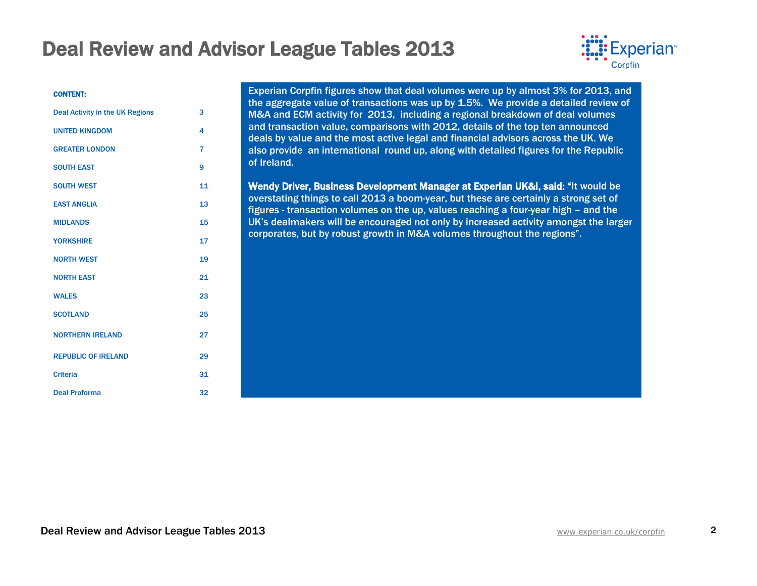# Deal Review and Advisor League Tables 2013

**CONTENT:**

| | |
|---|---|
| Deal Activity in the UK Regions | 3 |
| UNITED KINGDOM | 4 |
| GREATER LONDON | 7 |
| SOUTH EAST | 9 |
| SOUTH WEST | 11 |
| EAST ANGLIA | 13 |
| MIDLANDS | 15 |
| YORKSHIRE | 17 |
| NORTH WEST | 19 |
| NORTH EAST | 21 |
| WALES | 23 |
| SCOTLAND | 25 |
| NORTHERN IRELAND | 27 |
| REPUBLIC OF IRELAND | 29 |
| Criteria | 31 |
| Deal Proforma | 32 |

Experian Corpfin figures show that deal volumes were up by almost 3% for 2013, and the aggregate value of transactions was up by 1.5%. We provide a detailed review of M&A and ECM activity for 2013, including a regional breakdown of deal volumes and transaction value, comparisons with 2012, details of the top ten announced deals by value and the most active legal and financial advisors across the UK. We also provide an international round up, along with detailed figures for the Republic of Ireland.

**Wendy Driver, Business Development Manager at Experian UK&I, said:** "It would be overstating things to call 2013 a boom-year, but these are certainly a strong set of figures - transaction volumes on the up, values reaching a four-year high – and the UK's dealmakers will be encouraged not only by increased activity amongst the larger corporates, but by robust growth in M&A volumes throughout the regions".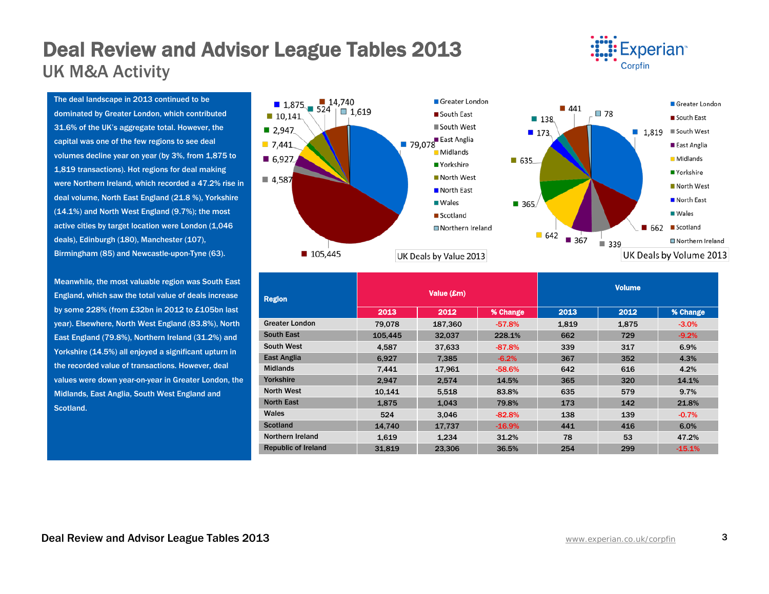# Deal Review and Advisor League Tables 2013

## UK M&A Activity

The deal landscape in 2013 continued to be dominated by Greater London, which contributed 31.6% of the UK's aggregate total. However, the capital was one of the few regions to see deal volumes decline year on year (by 3%, from 1,875 to 1,819 transactions). Hot regions for deal making were Northern Ireland, which recorded a 47.2% rise in deal volume, North East England (21.8 %), Yorkshire (14.1%) and North West England (9.7%); the most active cities by target location were London (1,046 deals), Edinburgh (180), Manchester (107), Birmingham (85) and Newcastle-upon-Tyne (63).

Meanwhile, the most valuable region was South East England, which saw the total value of deals increase by some 228% (from £32bn in 2012 to £105bn last year). Elsewhere, North West England (83.8%), North East England (79.8%), Northern Ireland (31.2%) and Yorkshire (14.5%) all enjoyed a significant upturn in the recorded value of transactions. However, deal values were down year-on-year in Greater London, the Midlands, East Anglia, South West England and Scotland.

UK Deals by Value 2013

| Region | Value |
|---|---|
| Greater London | 79,078 |
| South East | 105,445 |
| South West | 4,587 |
| East Anglia | 6,927 |
| Midlands | 7,441 |
| Yorkshire | 2,947 |
| North West | 10,141 |
| North East | 1,875 |
| Wales | 524 |
| Scotland | 14,740 |
| Northern Ireland | 1,619 |

UK Deals by Volume 2013

| Region | Volume |
|---|---|
| Greater London | 1,819 |
| South East | 662 |
| South West | 339 |
| East Anglia | 367 |
| Midlands | 642 |
| Yorkshire | 365 |
| North West | 635 |
| North East | 173 |
| Wales | 138 |
| Scotland | 441 |
| Northern Ireland | 78 |

| Region | Value (£m) | | | Volume | | |
|---|---|---|---|---|---|---|
| | 2013 | 2012 | % Change | 2013 | 2012 | % Change |
| Greater London | 79,078 | 187,360 | -57.8% | 1,819 | 1,875 | -3.0% |
| South East | 105,445 | 32,037 | 228.1% | 662 | 729 | -9.2% |
| South West | 4,587 | 37,633 | -87.8% | 339 | 317 | 6.9% |
| East Anglia | 6,927 | 7,385 | -6.2% | 367 | 352 | 4.3% |
| Midlands | 7,441 | 17,961 | -58.6% | 642 | 616 | 4.2% |
| Yorkshire | 2,947 | 2,574 | 14.5% | 365 | 320 | 14.1% |
| North West | 10,141 | 5,518 | 83.8% | 635 | 579 | 9.7% |
| North East | 1,875 | 1,043 | 79.8% | 173 | 142 | 21.8% |
| Wales | 524 | 3,046 | -82.8% | 138 | 139 | -0.7% |
| Scotland | 14,740 | 17,737 | -16.9% | 441 | 416 | 6.0% |
| Northern Ireland | 1,619 | 1,234 | 31.2% | 78 | 53 | 47.2% |
| Republic of Ireland | 31,819 | 23,306 | 36.5% | 254 | 299 | -15.1% |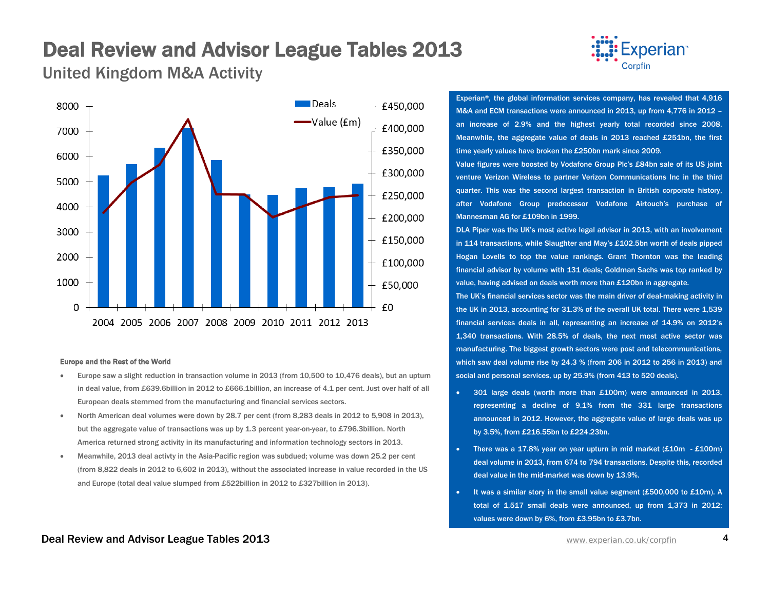# Deal Review and Advisor League Tables 2013

## United Kingdom M&A Activity

Experian®, the global information services company, has revealed that 4,916 M&A and ECM transactions were announced in 2013, up from 4,776 in 2012 – an increase of 2.9% and the highest yearly total recorded since 2008. Meanwhile, the aggregate value of deals in 2013 reached £251bn, the first time yearly values have broken the £250bn mark since 2009.

Value figures were boosted by Vodafone Group Plc's £84bn sale of its US joint venture Verizon Wireless to partner Verizon Communications Inc in the third quarter. This was the second largest transaction in British corporate history, after Vodafone Group predecessor Vodafone Airtouch's purchase of Mannesman AG for £109bn in 1999.

DLA Piper was the UK's most active legal advisor in 2013, with an involvement in 114 transactions, while Slaughter and May's £102.5bn worth of deals pipped Hogan Lovells to top the value rankings. Grant Thornton was the leading financial advisor by volume with 131 deals; Goldman Sachs was top ranked by value, having advised on deals worth more than £120bn in aggregate.

The UK's financial services sector was the main driver of deal-making activity in the UK in 2013, accounting for 31.3% of the overall UK total. There were 1,539 financial services deals in all, representing an increase of 14.9% on 2012's 1,340 transactions. With 28.5% of deals, the next most active sector was manufacturing. The biggest growth sectors were post and telecommunications, which saw deal volume rise by 24.3 % (from 206 in 2012 to 256 in 2013) and social and personal services, up by 25.9% (from 413 to 520 deals).

- 301 large deals (worth more than £100m) were announced in 2013, representing a decline of 9.1% from the 331 large transactions announced in 2012. However, the aggregate value of large deals was up by 3.5%, from £216.55bn to £224.23bn.
- There was a 17.8% year on year upturn in mid market (£10m - £100m) deal volume in 2013, from 674 to 794 transactions. Despite this, recorded deal value in the mid-market was down by 13.9%.
- It was a similar story in the small value segment (£500,000 to £10m). A total of 1,517 small deals were announced, up from 1,373 in 2012; values were down by 6%, from £3.95bn to £3.7bn.

### Europe and the Rest of the World

- Europe saw a slight reduction in transaction volume in 2013 (from 10,500 to 10,476 deals), but an upturn in deal value, from £639.6billion in 2012 to £666.1billion, an increase of 4.1 per cent. Just over half of all European deals stemmed from the manufacturing and financial services sectors.
- North American deal volumes were down by 28.7 per cent (from 8,283 deals in 2012 to 5,908 in 2013), but the aggregate value of transactions was up by 1.3 percent year-on-year, to £796.3billion. North America returned strong activity in its manufacturing and information technology sectors in 2013.
- Meanwhile, 2013 deal activty in the Asia-Pacific region was subdued; volume was down 25.2 per cent (from 8,822 deals in 2012 to 6,602 in 2013), without the associated increase in value recorded in the US and Europe (total deal value slumped from £522billion in 2012 to £327billion in 2013).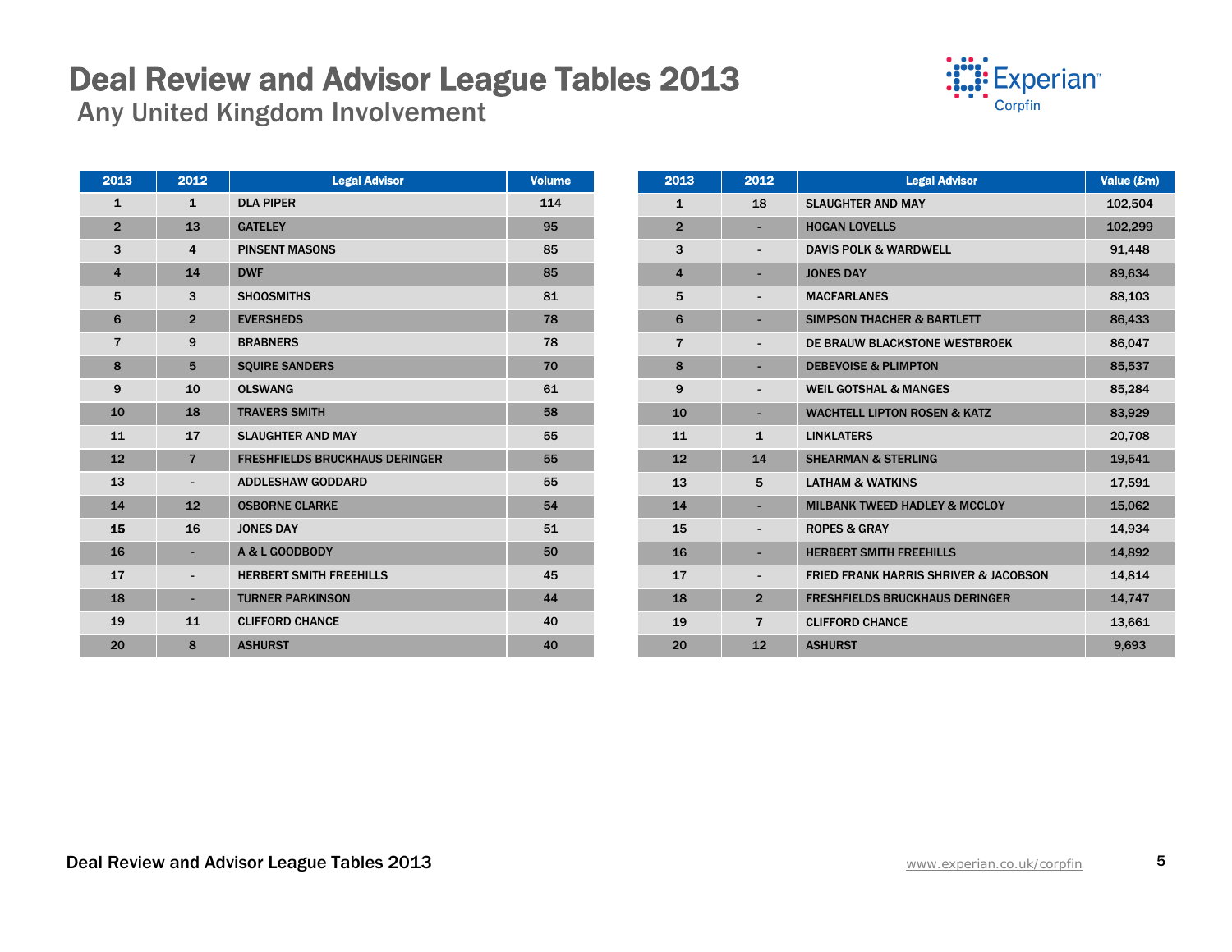# Deal Review and Advisor League Tables 2013

## Any United Kingdom Involvement

| 2013 | 2012 | Legal Advisor | Volume |
|---|---|---|---|
| 1 | 1 | DLA PIPER | 114 |
| 2 | 13 | GATELEY | 95 |
| 3 | 4 | PINSENT MASONS | 85 |
| 4 | 14 | DWF | 85 |
| 5 | 3 | SHOOSMITHS | 81 |
| 6 | 2 | EVERSHEDS | 78 |
| 7 | 9 | BRABNERS | 78 |
| 8 | 5 | SQUIRE SANDERS | 70 |
| 9 | 10 | OLSWANG | 61 |
| 10 | 18 | TRAVERS SMITH | 58 |
| 11 | 17 | SLAUGHTER AND MAY | 55 |
| 12 | 7 | FRESHFIELDS BRUCKHAUS DERINGER | 55 |
| 13 | - | ADDLESHAW GODDARD | 55 |
| 14 | 12 | OSBORNE CLARKE | 54 |
| 15 | 16 | JONES DAY | 51 |
| 16 | - | A & L GOODBODY | 50 |
| 17 | - | HERBERT SMITH FREEHILLS | 45 |
| 18 | - | TURNER PARKINSON | 44 |
| 19 | 11 | CLIFFORD CHANCE | 40 |
| 20 | 8 | ASHURST | 40 |

| 2013 | 2012 | Legal Advisor | Value (£m) |
|---|---|---|---|
| 1 | 18 | SLAUGHTER AND MAY | 102,504 |
| 2 | - | HOGAN LOVELLS | 102,299 |
| 3 | - | DAVIS POLK & WARDWELL | 91,448 |
| 4 | - | JONES DAY | 89,634 |
| 5 | - | MACFARLANES | 88,103 |
| 6 | - | SIMPSON THACHER & BARTLETT | 86,433 |
| 7 | - | DE BRAUW BLACKSTONE WESTBROEK | 86,047 |
| 8 | - | DEBEVOISE & PLIMPTON | 85,537 |
| 9 | - | WEIL GOTSHAL & MANGES | 85,284 |
| 10 | - | WACHTELL LIPTON ROSEN & KATZ | 83,929 |
| 11 | 1 | LINKLATERS | 20,708 |
| 12 | 14 | SHEARMAN & STERLING | 19,541 |
| 13 | 5 | LATHAM & WATKINS | 17,591 |
| 14 | - | MILBANK TWEED HADLEY & MCCLOY | 15,062 |
| 15 | - | ROPES & GRAY | 14,934 |
| 16 | - | HERBERT SMITH FREEHILLS | 14,892 |
| 17 | - | FRIED FRANK HARRIS SHRIVER & JACOBSON | 14,814 |
| 18 | 2 | FRESHFIELDS BRUCKHAUS DERINGER | 14,747 |
| 19 | 7 | CLIFFORD CHANCE | 13,661 |
| 20 | 12 | ASHURST | 9,693 |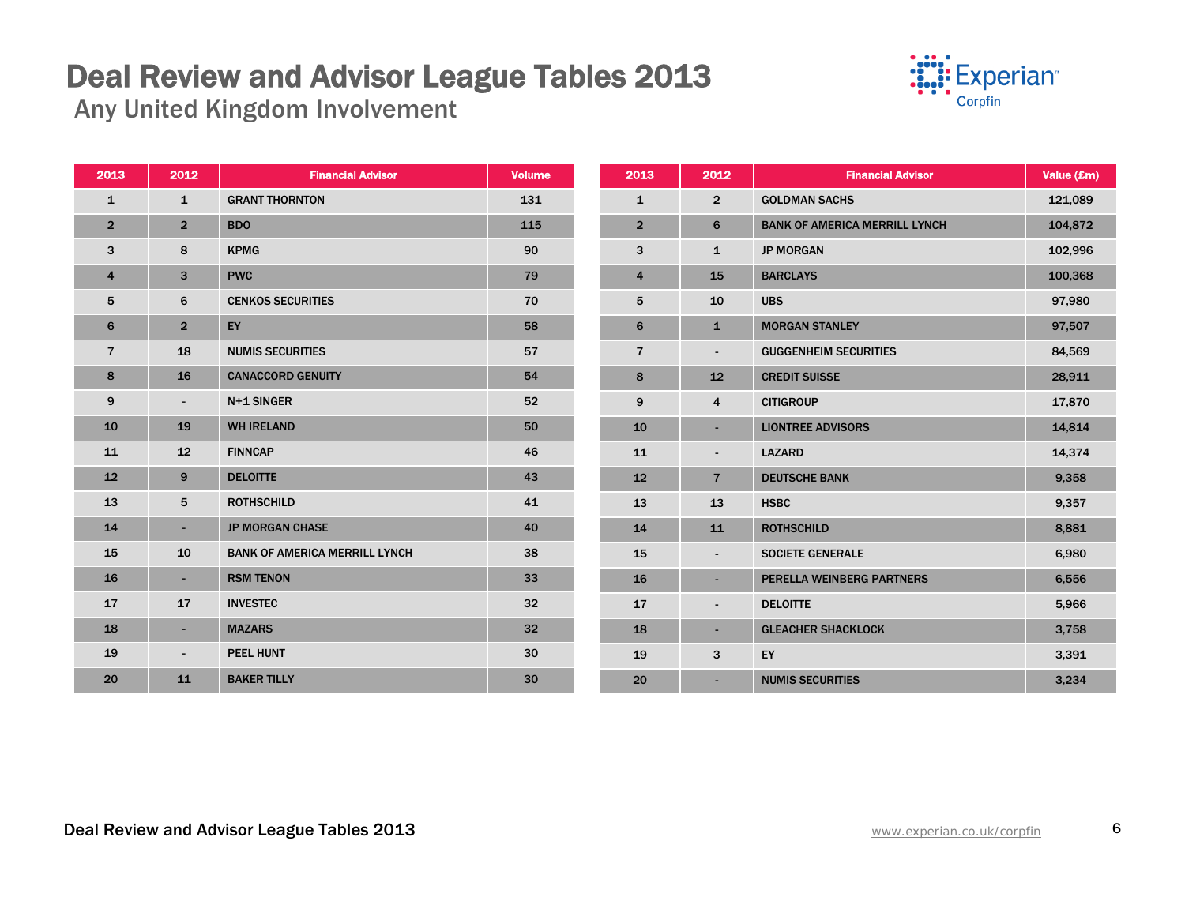# Deal Review and Advisor League Tables 2013

## Any United Kingdom Involvement

| 2013 | 2012 | Financial Advisor | Volume |
|---|---|---|---|
| 1 | 1 | GRANT THORNTON | 131 |
| 2 | 2 | BDO | 115 |
| 3 | 8 | KPMG | 90 |
| 4 | 3 | PWC | 79 |
| 5 | 6 | CENKOS SECURITIES | 70 |
| 6 | 2 | EY | 58 |
| 7 | 18 | NUMIS SECURITIES | 57 |
| 8 | 16 | CANACCORD GENUITY | 54 |
| 9 | - | N+1 SINGER | 52 |
| 10 | 19 | WH IRELAND | 50 |
| 11 | 12 | FINNCAP | 46 |
| 12 | 9 | DELOITTE | 43 |
| 13 | 5 | ROTHSCHILD | 41 |
| 14 | - | JP MORGAN CHASE | 40 |
| 15 | 10 | BANK OF AMERICA MERRILL LYNCH | 38 |
| 16 | - | RSM TENON | 33 |
| 17 | 17 | INVESTEC | 32 |
| 18 | - | MAZARS | 32 |
| 19 | - | PEEL HUNT | 30 |
| 20 | 11 | BAKER TILLY | 30 |

| 2013 | 2012 | Financial Advisor | Value (£m) |
|---|---|---|---|
| 1 | 2 | GOLDMAN SACHS | 121,089 |
| 2 | 6 | BANK OF AMERICA MERRILL LYNCH | 104,872 |
| 3 | 1 | JP MORGAN | 102,996 |
| 4 | 15 | BARCLAYS | 100,368 |
| 5 | 10 | UBS | 97,980 |
| 6 | 1 | MORGAN STANLEY | 97,507 |
| 7 | - | GUGGENHEIM SECURITIES | 84,569 |
| 8 | 12 | CREDIT SUISSE | 28,911 |
| 9 | 4 | CITIGROUP | 17,870 |
| 10 | - | LIONTREE ADVISORS | 14,814 |
| 11 | - | LAZARD | 14,374 |
| 12 | 7 | DEUTSCHE BANK | 9,358 |
| 13 | 13 | HSBC | 9,357 |
| 14 | 11 | ROTHSCHILD | 8,881 |
| 15 | - | SOCIETE GENERALE | 6,980 |
| 16 | - | PERELLA WEINBERG PARTNERS | 6,556 |
| 17 | - | DELOITTE | 5,966 |
| 18 | - | GLEACHER SHACKLOCK | 3,758 |
| 19 | 3 | EY | 3,391 |
| 20 | - | NUMIS SECURITIES | 3,234 |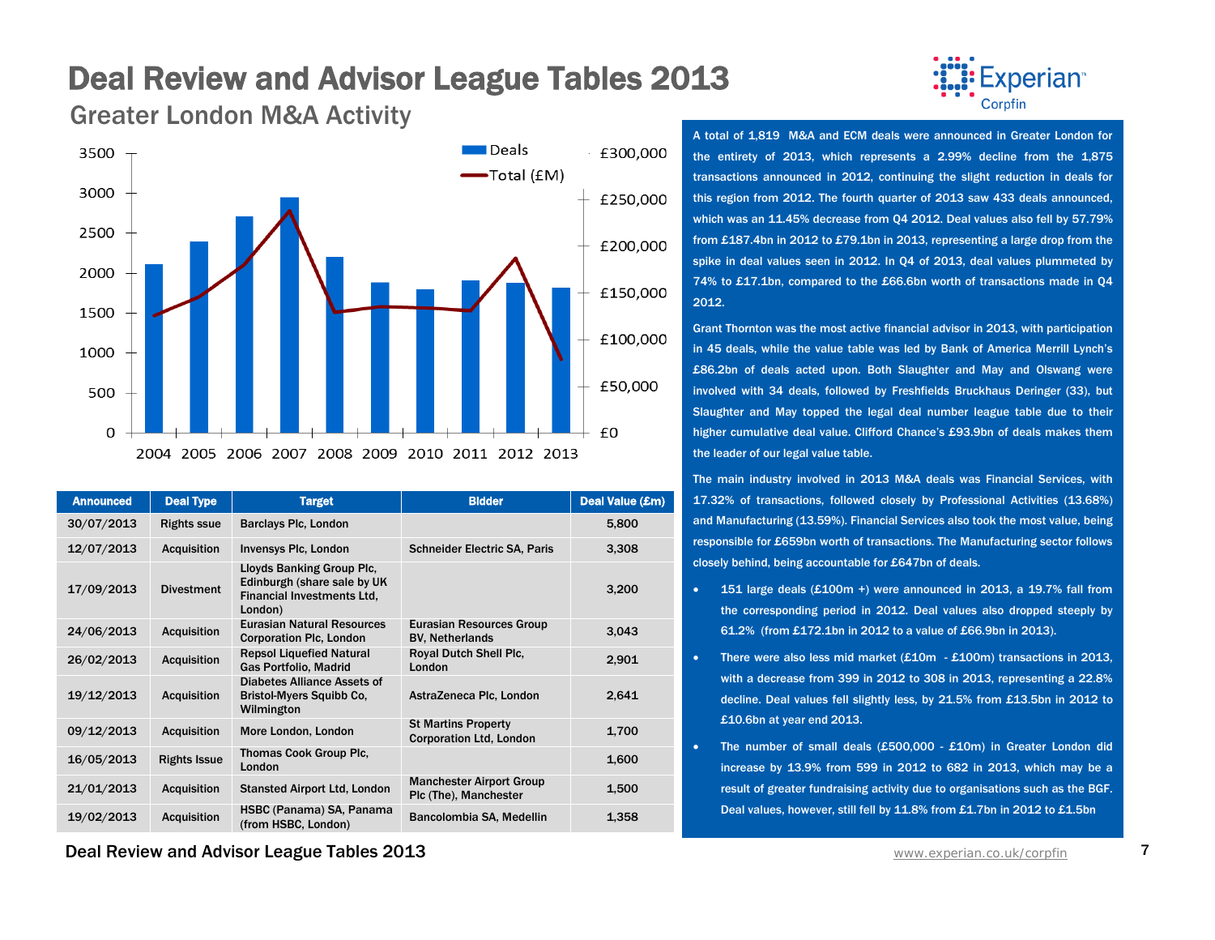# Deal Review and Advisor League Tables 2013

## Greater London M&A Activity

| Announced | Deal Type | Target | Bidder | Deal Value (£m) |
|---|---|---|---|---|
| 30/07/2013 | Rights ssue | Barclays Plc, London | | 5,800 |
| 12/07/2013 | Acquisition | Invensys Plc, London | Schneider Electric SA, Paris | 3,308 |
| 17/09/2013 | Divestment | Lloyds Banking Group Plc, Edinburgh (share sale by UK Financial Investments Ltd, London) | | 3,200 |
| 24/06/2013 | Acquisition | Eurasian Natural Resources Corporation Plc, London | Eurasian Resources Group BV, Netherlands | 3,043 |
| 26/02/2013 | Acquisition | Repsol Liquefied Natural Gas Portfolio, Madrid | Royal Dutch Shell Plc, London | 2,901 |
| 19/12/2013 | Acquisition | Diabetes Alliance Assets of Bristol-Myers Squibb Co, Wilmington | AstraZeneca Plc, London | 2,641 |
| 09/12/2013 | Acquisition | More London, London | St Martins Property Corporation Ltd, London | 1,700 |
| 16/05/2013 | Rights Issue | Thomas Cook Group Plc, London | | 1,600 |
| 21/01/2013 | Acquisition | Stansted Airport Ltd, London | Manchester Airport Group Plc (The), Manchester | 1,500 |
| 19/02/2013 | Acquisition | HSBC (Panama) SA, Panama (from HSBC, London) | Bancolombia SA, Medellin | 1,358 |

A total of 1,819 M&A and ECM deals were announced in Greater London for the entirety of 2013, which represents a 2.99% decline from the 1,875 transactions announced in 2012, continuing the slight reduction in deals for this region from 2012. The fourth quarter of 2013 saw 433 deals announced, which was an 11.45% decrease from Q4 2012. Deal values also fell by 57.79% from £187.4bn in 2012 to £79.1bn in 2013, representing a large drop from the spike in deal values seen in 2012. In Q4 of 2013, deal values plummeted by 74% to £17.1bn, compared to the £66.6bn worth of transactions made in Q4 2012.

Grant Thornton was the most active financial advisor in 2013, with participation in 45 deals, while the value table was led by Bank of America Merrill Lynch's £86.2bn of deals acted upon. Both Slaughter and May and Olswang were involved with 34 deals, followed by Freshfields Bruckhaus Deringer (33), but Slaughter and May topped the legal deal number league table due to their higher cumulative deal value. Clifford Chance's £93.9bn of deals makes them the leader of our legal value table.

The main industry involved in 2013 M&A deals was Financial Services, with 17.32% of transactions, followed closely by Professional Activities (13.68%) and Manufacturing (13.59%). Financial Services also took the most value, being responsible for £659bn worth of transactions. The Manufacturing sector follows closely behind, being accountable for £647bn of deals.

- 151 large deals (£100m +) were announced in 2013, a 19.7% fall from the corresponding period in 2012. Deal values also dropped steeply by 61.2% (from £172.1bn in 2012 to a value of £66.9bn in 2013).
- There were also less mid market (£10m - £100m) transactions in 2013, with a decrease from 399 in 2012 to 308 in 2013, representing a 22.8% decline. Deal values fell slightly less, by 21.5% from £13.5bn in 2012 to £10.6bn at year end 2013.
- The number of small deals (£500,000 - £10m) in Greater London did increase by 13.9% from 599 in 2012 to 682 in 2013, which may be a result of greater fundraising activity due to organisations such as the BGF. Deal values, however, still fell by 11.8% from £1.7bn in 2012 to £1.5bn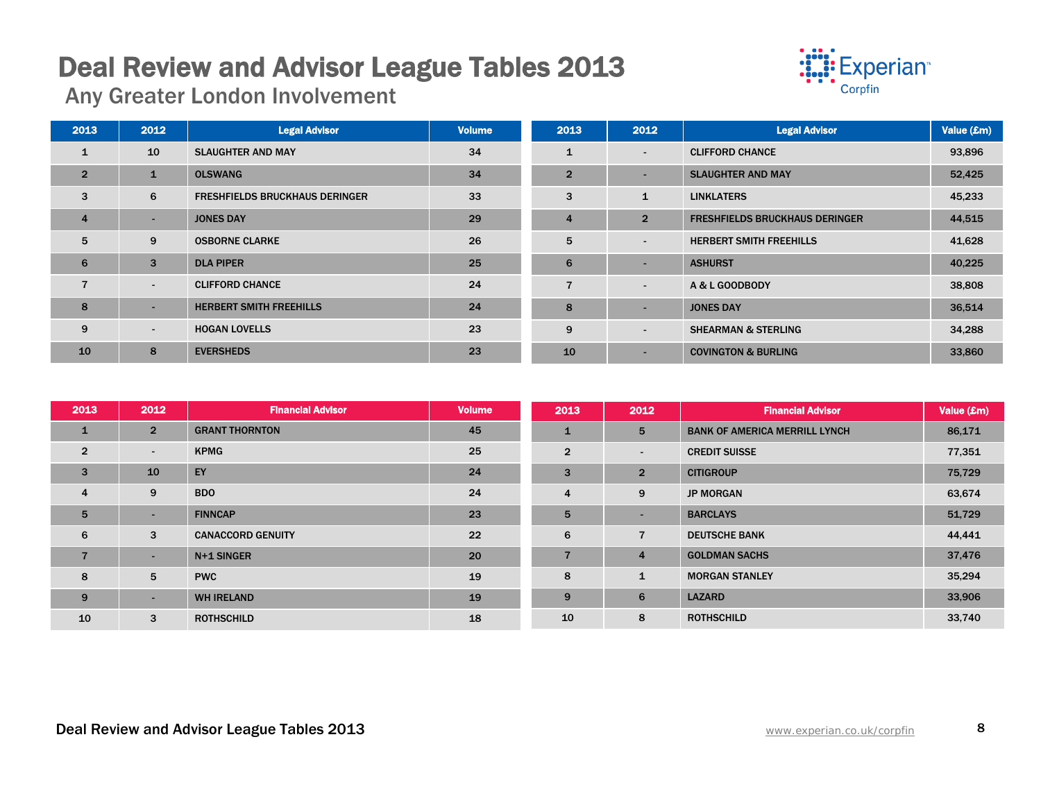# Deal Review and Advisor League Tables 2013

## Any Greater London Involvement

| 2013 | 2012 | Legal Advisor | Volume |
|---|---|---|---|
| 1 | 10 | SLAUGHTER AND MAY | 34 |
| 2 | 1 | OLSWANG | 34 |
| 3 | 6 | FRESHFIELDS BRUCKHAUS DERINGER | 33 |
| 4 | - | JONES DAY | 29 |
| 5 | 9 | OSBORNE CLARKE | 26 |
| 6 | 3 | DLA PIPER | 25 |
| 7 | - | CLIFFORD CHANCE | 24 |
| 8 | - | HERBERT SMITH FREEHILLS | 24 |
| 9 | - | HOGAN LOVELLS | 23 |
| 10 | 8 | EVERSHEDS | 23 |

| 2013 | 2012 | Legal Advisor | Value (£m) |
|---|---|---|---|
| 1 | - | CLIFFORD CHANCE | 93,896 |
| 2 | - | SLAUGHTER AND MAY | 52,425 |
| 3 | 1 | LINKLATERS | 45,233 |
| 4 | 2 | FRESHFIELDS BRUCKHAUS DERINGER | 44,515 |
| 5 | - | HERBERT SMITH FREEHILLS | 41,628 |
| 6 | - | ASHURST | 40,225 |
| 7 | - | A & L GOODBODY | 38,808 |
| 8 | - | JONES DAY | 36,514 |
| 9 | - | SHEARMAN & STERLING | 34,288 |
| 10 | - | COVINGTON & BURLING | 33,860 |

| 2013 | 2012 | Financial Advisor | Volume |
|---|---|---|---|
| 1 | 2 | GRANT THORNTON | 45 |
| 2 | - | KPMG | 25 |
| 3 | 10 | EY | 24 |
| 4 | 9 | BDO | 24 |
| 5 | - | FINNCAP | 23 |
| 6 | 3 | CANACCORD GENUITY | 22 |
| 7 | - | N+1 SINGER | 20 |
| 8 | 5 | PWC | 19 |
| 9 | - | WH IRELAND | 19 |
| 10 | 3 | ROTHSCHILD | 18 |

| 2013 | 2012 | Financial Advisor | Value (£m) |
|---|---|---|---|
| 1 | 5 | BANK OF AMERICA MERRILL LYNCH | 86,171 |
| 2 | - | CREDIT SUISSE | 77,351 |
| 3 | 2 | CITIGROUP | 75,729 |
| 4 | 9 | JP MORGAN | 63,674 |
| 5 | - | BARCLAYS | 51,729 |
| 6 | 7 | DEUTSCHE BANK | 44,441 |
| 7 | 4 | GOLDMAN SACHS | 37,476 |
| 8 | 1 | MORGAN STANLEY | 35,294 |
| 9 | 6 | LAZARD | 33,906 |
| 10 | 8 | ROTHSCHILD | 33,740 |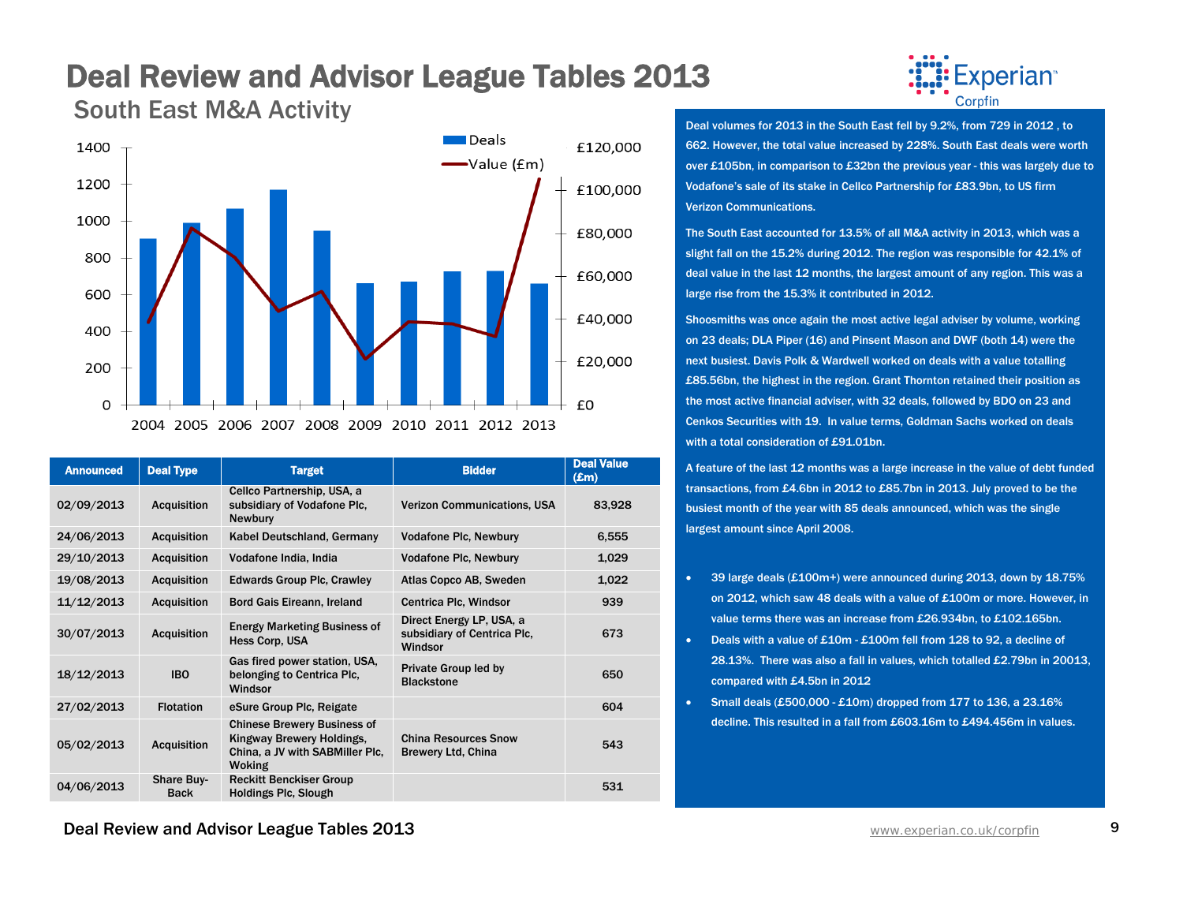# Deal Review and Advisor League Tables 2013

## South East M&A Activity

| Announced | Deal Type | Target | Bidder | Deal Value (£m) |
|---|---|---|---|---|
| 02/09/2013 | Acquisition | Cellco Partnership, USA, a subsidiary of Vodafone Plc, Newbury | Verizon Communications, USA | 83,928 |
| 24/06/2013 | Acquisition | Kabel Deutschland, Germany | Vodafone Plc, Newbury | 6,555 |
| 29/10/2013 | Acquisition | Vodafone India, India | Vodafone Plc, Newbury | 1,029 |
| 19/08/2013 | Acquisition | Edwards Group Plc, Crawley | Atlas Copco AB, Sweden | 1,022 |
| 11/12/2013 | Acquisition | Bord Gais Eireann, Ireland | Centrica Plc, Windsor | 939 |
| 30/07/2013 | Acquisition | Energy Marketing Business of Hess Corp, USA | Direct Energy LP, USA, a subsidiary of Centrica Plc, Windsor | 673 |
| 18/12/2013 | IBO | Gas fired power station, USA, belonging to Centrica Plc, Windsor | Private Group led by Blackstone | 650 |
| 27/02/2013 | Flotation | eSure Group Plc, Reigate | | 604 |
| 05/02/2013 | Acquisition | Chinese Brewery Business of Kingway Brewery Holdings, China, a JV with SABMiller Plc, Woking | China Resources Snow Brewery Ltd, China | 543 |
| 04/06/2013 | Share Buy-Back | Reckitt Benckiser Group Holdings Plc, Slough | | 531 |

Deal volumes for 2013 in the South East fell by 9.2%, from 729 in 2012 , to 662. However, the total value increased by 228%. South East deals were worth over £105bn, in comparison to £32bn the previous year - this was largely due to Vodafone's sale of its stake in Cellco Partnership for £83.9bn, to US firm Verizon Communications.

The South East accounted for 13.5% of all M&A activity in 2013, which was a slight fall on the 15.2% during 2012. The region was responsible for 42.1% of deal value in the last 12 months, the largest amount of any region. This was a large rise from the 15.3% it contributed in 2012.

Shoosmiths was once again the most active legal adviser by volume, working on 23 deals; DLA Piper (16) and Pinsent Mason and DWF (both 14) were the next busiest. Davis Polk & Wardwell worked on deals with a value totalling £85.56bn, the highest in the region. Grant Thornton retained their position as the most active financial adviser, with 32 deals, followed by BDO on 23 and Cenkos Securities with 19. In value terms, Goldman Sachs worked on deals with a total consideration of £91.01bn.

A feature of the last 12 months was a large increase in the value of debt funded transactions, from £4.6bn in 2012 to £85.7bn in 2013. July proved to be the busiest month of the year with 85 deals announced, which was the single largest amount since April 2008.

- 39 large deals (£100m+) were announced during 2013, down by 18.75% on 2012, which saw 48 deals with a value of £100m or more. However, in value terms there was an increase from £26.934bn, to £102.165bn.
- Deals with a value of £10m - £100m fell from 128 to 92, a decline of 28.13%. There was also a fall in values, which totalled £2.79bn in 20013, compared with £4.5bn in 2012
- Small deals (£500,000 - £10m) dropped from 177 to 136, a 23.16% decline. This resulted in a fall from £603.16m to £494.456m in values.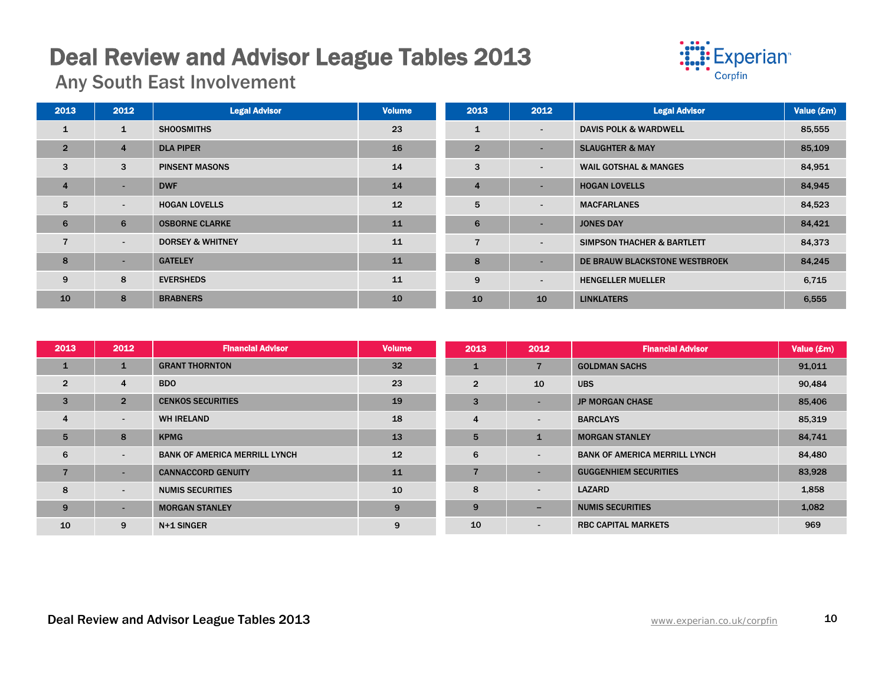# Deal Review and Advisor League Tables 2013

## Any South East Involvement

| 2013 | 2012 | Legal Advisor | Volume |
|---|---|---|---|
| 1 | 1 | SHOOSMITHS | 23 |
| 2 | 4 | DLA PIPER | 16 |
| 3 | 3 | PINSENT MASONS | 14 |
| 4 | - | DWF | 14 |
| 5 | - | HOGAN LOVELLS | 12 |
| 6 | 6 | OSBORNE CLARKE | 11 |
| 7 | - | DORSEY & WHITNEY | 11 |
| 8 | - | GATELEY | 11 |
| 9 | 8 | EVERSHEDS | 11 |
| 10 | 8 | BRABNERS | 10 |

| 2013 | 2012 | Legal Advisor | Value (£m) |
|---|---|---|---|
| 1 | - | DAVIS POLK & WARDWELL | 85,555 |
| 2 | - | SLAUGHTER & MAY | 85,109 |
| 3 | - | WAIL GOTSHAL & MANGES | 84,951 |
| 4 | - | HOGAN LOVELLS | 84,945 |
| 5 | - | MACFARLANES | 84,523 |
| 6 | - | JONES DAY | 84,421 |
| 7 | - | SIMPSON THACHER & BARTLETT | 84,373 |
| 8 | - | DE BRAUW BLACKSTONE WESTBROEK | 84,245 |
| 9 | - | HENGELLER MUELLER | 6,715 |
| 10 | 10 | LINKLATERS | 6,555 |

| 2013 | 2012 | Financial Advisor | Volume |
|---|---|---|---|
| 1 | 1 | GRANT THORNTON | 32 |
| 2 | 4 | BDO | 23 |
| 3 | 2 | CENKOS SECURITIES | 19 |
| 4 | - | WH IRELAND | 18 |
| 5 | 8 | KPMG | 13 |
| 6 | - | BANK OF AMERICA MERRILL LYNCH | 12 |
| 7 | - | CANNACCORD GENUITY | 11 |
| 8 | - | NUMIS SECURITIES | 10 |
| 9 | - | MORGAN STANLEY | 9 |
| 10 | 9 | N+1 SINGER | 9 |

| 2013 | 2012 | Financial Advisor | Value (£m) |
|---|---|---|---|
| 1 | 7 | GOLDMAN SACHS | 91,011 |
| 2 | 10 | UBS | 90,484 |
| 3 | - | JP MORGAN CHASE | 85,406 |
| 4 | - | BARCLAYS | 85,319 |
| 5 | 1 | MORGAN STANLEY | 84,741 |
| 6 | - | BANK OF AMERICA MERRILL LYNCH | 84,480 |
| 7 | - | GUGGENHIEM SECURITIES | 83,928 |
| 8 | - | LAZARD | 1,858 |
| 9 | – | NUMIS SECURITIES | 1,082 |
| 10 | - | RBC CAPITAL MARKETS | 969 |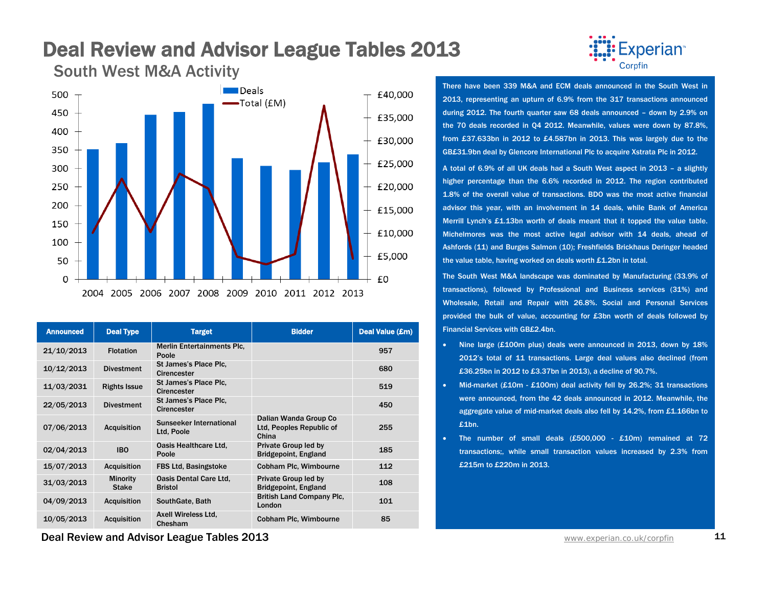# Deal Review and Advisor League Tables 2013

## South West M&A Activity

| Announced | Deal Type | Target | Bidder | Deal Value (£m) |
|---|---|---|---|---|
| 21/10/2013 | Flotation | Merlin Entertainments Plc, Poole | | 957 |
| 10/12/2013 | Divestment | St James's Place Plc, Cirencester | | 680 |
| 11/03/2031 | Rights Issue | St James's Place Plc, Cirencester | | 519 |
| 22/05/2013 | Divestment | St James's Place Plc, Cirencester | | 450 |
| 07/06/2013 | Acquisition | Sunseeker International Ltd, Poole | Dalian Wanda Group Co Ltd, Peoples Republic of China | 255 |
| 02/04/2013 | IBO | Oasis Healthcare Ltd, Poole | Private Group led by Bridgepoint, England | 185 |
| 15/07/2013 | Acquisition | FBS Ltd, Basingstoke | Cobham Plc, Wimbourne | 112 |
| 31/03/2013 | Minority Stake | Oasis Dental Care Ltd, Bristol | Private Group led by Bridgepoint, England | 108 |
| 04/09/2013 | Acquisition | SouthGate, Bath | British Land Company Plc, London | 101 |
| 10/05/2013 | Acquisition | Axell Wireless Ltd, Chesham | Cobham Plc, Wimbourne | 85 |

There have been 339 M&A and ECM deals announced in the South West in 2013, representing an upturn of 6.9% from the 317 transactions announced during 2012. The fourth quarter saw 68 deals announced – down by 2.9% on the 70 deals recorded in Q4 2012. Meanwhile, values were down by 87.8%, from £37.633bn in 2012 to £4.587bn in 2013. This was largely due to the GB£31.9bn deal by Glencore International Plc to acquire Xstrata Plc in 2012.

A total of 6.9% of all UK deals had a South West aspect in 2013 – a slightly higher percentage than the 6.6% recorded in 2012. The region contributed 1.8% of the overall value of transactions. BDO was the most active financial advisor this year, with an involvement in 14 deals, while Bank of America Merrill Lynch's £1.13bn worth of deals meant that it topped the value table. Michelmores was the most active legal advisor with 14 deals, ahead of Ashfords (11) and Burges Salmon (10); Freshfields Brickhaus Deringer headed the value table, having worked on deals worth £1.2bn in total.

The South West M&A landscape was dominated by Manufacturing (33.9% of transactions), followed by Professional and Business services (31%) and Wholesale, Retail and Repair with 26.8%. Social and Personal Services provided the bulk of value, accounting for £3bn worth of deals followed by Financial Services with GB£2.4bn.

- Nine large (£100m plus) deals were announced in 2013, down by 18% 2012's total of 11 transactions. Large deal values also declined (from £36.25bn in 2012 to £3.37bn in 2013), a decline of 90.7%.
- Mid-market (£10m - £100m) deal activity fell by 26.2%; 31 transactions were announced, from the 42 deals announced in 2012. Meanwhile, the aggregate value of mid-market deals also fell by 14.2%, from £1.166bn to £1bn.
- The number of small deals (£500,000 - £10m) remained at 72 transactions;, while small transaction values increased by 2.3% from £215m to £220m in 2013.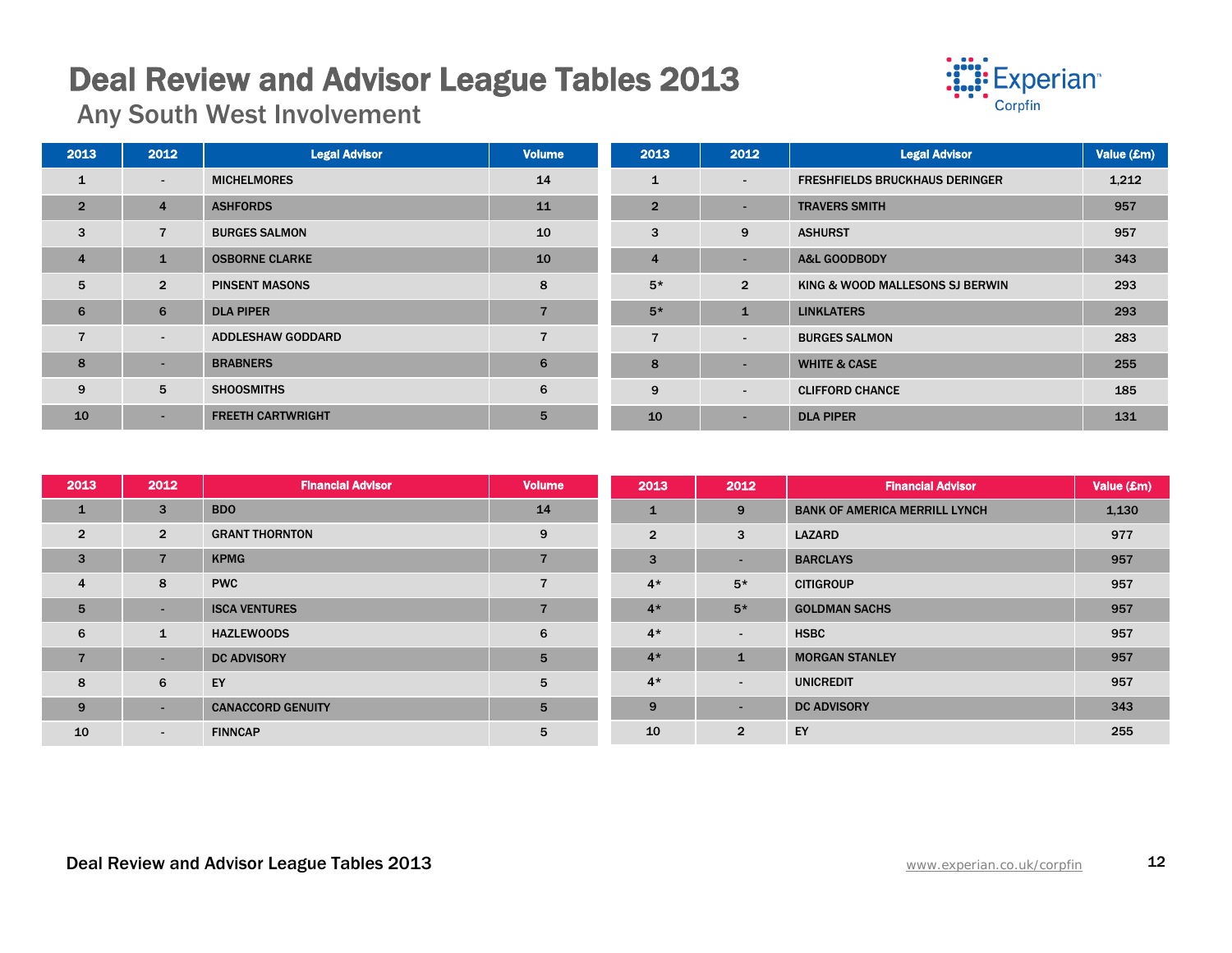# Deal Review and Advisor League Tables 2013

## Any South West Involvement

| 2013 | 2012 | Legal Advisor | Volume |
|---|---|---|---|
| 1 | - | MICHELMORES | 14 |
| 2 | 4 | ASHFORDS | 11 |
| 3 | 7 | BURGES SALMON | 10 |
| 4 | 1 | OSBORNE CLARKE | 10 |
| 5 | 2 | PINSENT MASONS | 8 |
| 6 | 6 | DLA PIPER | 7 |
| 7 | - | ADDLESHAW GODDARD | 7 |
| 8 | - | BRABNERS | 6 |
| 9 | 5 | SHOOSMITHS | 6 |
| 10 | - | FREETH CARTWRIGHT | 5 |

| 2013 | 2012 | Legal Advisor | Value (£m) |
|---|---|---|---|
| 1 | - | FRESHFIELDS BRUCKHAUS DERINGER | 1,212 |
| 2 | - | TRAVERS SMITH | 957 |
| 3 | 9 | ASHURST | 957 |
| 4 | - | A&L GOODBODY | 343 |
| 5* | 2 | KING & WOOD MALLESONS SJ BERWIN | 293 |
| 5* | 1 | LINKLATERS | 293 |
| 7 | - | BURGES SALMON | 283 |
| 8 | - | WHITE & CASE | 255 |
| 9 | - | CLIFFORD CHANCE | 185 |
| 10 | - | DLA PIPER | 131 |

| 2013 | 2012 | Financial Advisor | Volume |
|---|---|---|---|
| 1 | 3 | BDO | 14 |
| 2 | 2 | GRANT THORNTON | 9 |
| 3 | 7 | KPMG | 7 |
| 4 | 8 | PWC | 7 |
| 5 | - | ISCA VENTURES | 7 |
| 6 | 1 | HAZLEWOODS | 6 |
| 7 | - | DC ADVISORY | 5 |
| 8 | 6 | EY | 5 |
| 9 | - | CANACCORD GENUITY | 5 |
| 10 | - | FINNCAP | 5 |

| 2013 | 2012 | Financial Advisor | Value (£m) |
|---|---|---|---|
| 1 | 9 | BANK OF AMERICA MERRILL LYNCH | 1,130 |
| 2 | 3 | LAZARD | 977 |
| 3 | - | BARCLAYS | 957 |
| 4* | 5* | CITIGROUP | 957 |
| 4* | 5* | GOLDMAN SACHS | 957 |
| 4* | - | HSBC | 957 |
| 4* | 1 | MORGAN STANLEY | 957 |
| 4* | - | UNICREDIT | 957 |
| 9 | - | DC ADVISORY | 343 |
| 10 | 2 | EY | 255 |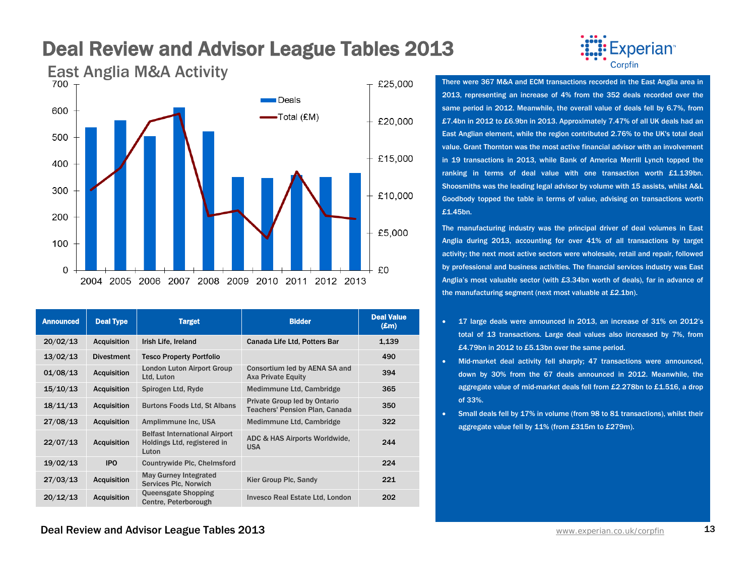# Deal Review and Advisor League Tables 2013

## East Anglia M&A Activity

| Announced | Deal Type | Target | Bidder | Deal Value (£m) |
|---|---|---|---|---|
| 20/02/13 | Acquisition | Irish Life, Ireland | Canada Life Ltd, Potters Bar | 1,139 |
| 13/02/13 | Divestment | Tesco Property Portfolio | | 490 |
| 01/08/13 | Acquisition | London Luton Airport Group Ltd, Luton | Consortium led by AENA SA and Axa Private Equity | 394 |
| 15/10/13 | Acquisition | Spirogen Ltd, Ryde | Medimmune Ltd, Cambridge | 365 |
| 18/11/13 | Acquisition | Burtons Foods Ltd, St Albans | Private Group led by Ontario Teachers' Pension Plan, Canada | 350 |
| 27/08/13 | Acquisition | Amplimmune Inc, USA | Medimmune Ltd, Cambridge | 322 |
| 22/07/13 | Acquisition | Belfast International Airport Holdings Ltd, registered in Luton | ADC & HAS Airports Worldwide, USA | 244 |
| 19/02/13 | IPO | Countrywide Plc, Chelmsford | | 224 |
| 27/03/13 | Acquisition | May Gurney Integrated Services Plc, Norwich | Kier Group Plc, Sandy | 221 |
| 20/12/13 | Acquisition | Queensgate Shopping Centre, Peterborough | Invesco Real Estate Ltd, London | 202 |

There were 367 M&A and ECM transactions recorded in the East Anglia area in 2013, representing an increase of 4% from the 352 deals recorded over the same period in 2012. Meanwhile, the overall value of deals fell by 6.7%, from £7.4bn in 2012 to £6.9bn in 2013. Approximately 7.47% of all UK deals had an East Anglian element, while the region contributed 2.76% to the UK's total deal value. Grant Thornton was the most active financial advisor with an involvement in 19 transactions in 2013, while Bank of America Merrill Lynch topped the ranking in terms of deal value with one transaction worth £1.139bn. Shoosmiths was the leading legal advisor by volume with 15 assists, whilst A&L Goodbody topped the table in terms of value, advising on transactions worth £1.45bn.

The manufacturing industry was the principal driver of deal volumes in East Anglia during 2013, accounting for over 41% of all transactions by target activity; the next most active sectors were wholesale, retail and repair, followed by professional and business activities. The financial services industry was East Anglia's most valuable sector (with £3.34bn worth of deals), far in advance of the manufacturing segment (next most valuable at £2.1bn).

- 17 large deals were announced in 2013, an increase of 31% on 2012's total of 13 transactions. Large deal values also increased by 7%, from £4.79bn in 2012 to £5.13bn over the same period.
- Mid-market deal activity fell sharply; 47 transactions were announced, down by 30% from the 67 deals announced in 2012. Meanwhile, the aggregate value of mid-market deals fell from £2.278bn to £1.516, a drop of 33%.
- Small deals fell by 17% in volume (from 98 to 81 transactions), whilst their aggregate value fell by 11% (from £315m to £279m).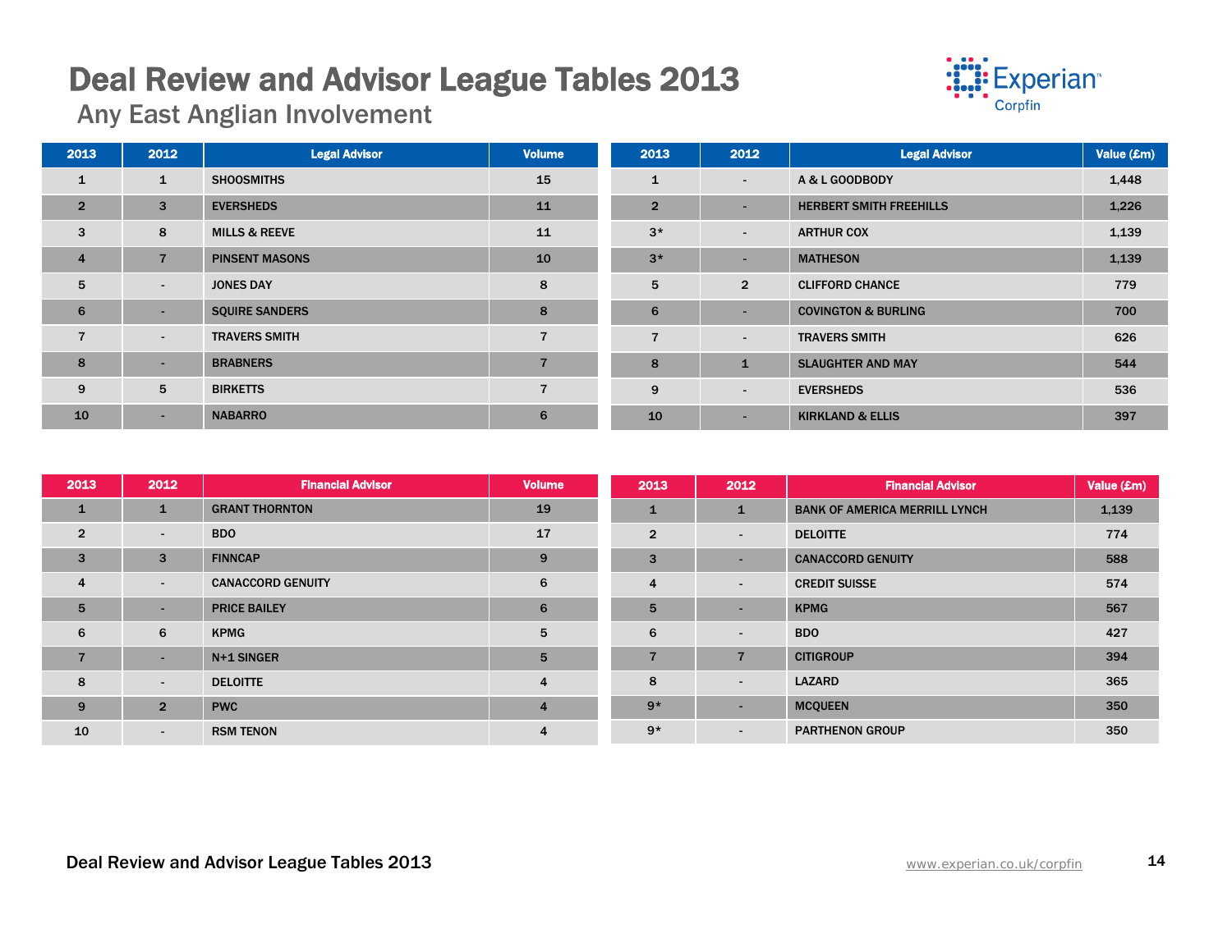# Deal Review and Advisor League Tables 2013

## Any East Anglian Involvement

| 2013 | 2012 | Legal Advisor | Volume |
|---|---|---|---|
| 1 | 1 | SHOOSMITHS | 15 |
| 2 | 3 | EVERSHEDS | 11 |
| 3 | 8 | MILLS & REEVE | 11 |
| 4 | 7 | PINSENT MASONS | 10 |
| 5 | - | JONES DAY | 8 |
| 6 | - | SQUIRE SANDERS | 8 |
| 7 | - | TRAVERS SMITH | 7 |
| 8 | - | BRABNERS | 7 |
| 9 | 5 | BIRKETTS | 7 |
| 10 | - | NABARRO | 6 |

| 2013 | 2012 | Legal Advisor | Value (£m) |
|---|---|---|---|
| 1 | - | A & L GOODBODY | 1,448 |
| 2 | - | HERBERT SMITH FREEHILLS | 1,226 |
| 3* | - | ARTHUR COX | 1,139 |
| 3* | - | MATHESON | 1,139 |
| 5 | 2 | CLIFFORD CHANCE | 779 |
| 6 | - | COVINGTON & BURLING | 700 |
| 7 | - | TRAVERS SMITH | 626 |
| 8 | 1 | SLAUGHTER AND MAY | 544 |
| 9 | - | EVERSHEDS | 536 |
| 10 | - | KIRKLAND & ELLIS | 397 |

| 2013 | 2012 | Financial Advisor | Volume |
|---|---|---|---|
| 1 | 1 | GRANT THORNTON | 19 |
| 2 | - | BDO | 17 |
| 3 | 3 | FINNCAP | 9 |
| 4 | - | CANACCORD GENUITY | 6 |
| 5 | - | PRICE BAILEY | 6 |
| 6 | 6 | KPMG | 5 |
| 7 | - | N+1 SINGER | 5 |
| 8 | - | DELOITTE | 4 |
| 9 | 2 | PWC | 4 |
| 10 | - | RSM TENON | 4 |

| 2013 | 2012 | Financial Advisor | Value (£m) |
|---|---|---|---|
| 1 | 1 | BANK OF AMERICA MERRILL LYNCH | 1,139 |
| 2 | - | DELOITTE | 774 |
| 3 | - | CANACCORD GENUITY | 588 |
| 4 | - | CREDIT SUISSE | 574 |
| 5 | - | KPMG | 567 |
| 6 | - | BDO | 427 |
| 7 | 7 | CITIGROUP | 394 |
| 8 | - | LAZARD | 365 |
| 9* | - | MCQUEEN | 350 |
| 9* | - | PARTHENON GROUP | 350 |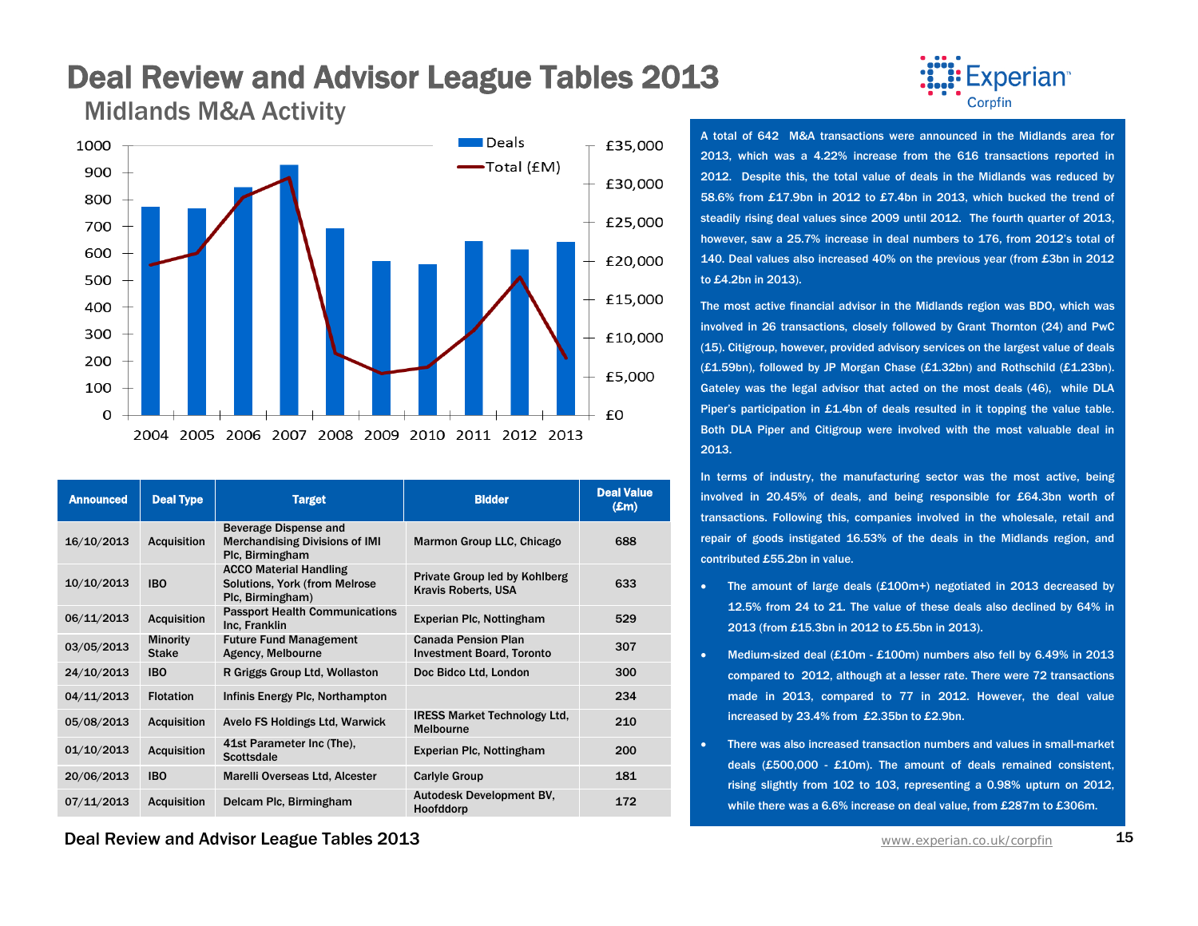# Deal Review and Advisor League Tables 2013

## Midlands M&A Activity

| Announced | Deal Type | Target | Bidder | Deal Value (£m) |
|---|---|---|---|---|
| 16/10/2013 | Acquisition | Beverage Dispense and Merchandising Divisions of IMI Plc, Birmingham | Marmon Group LLC, Chicago | 688 |
| 10/10/2013 | IBO | ACCO Material Handling Solutions, York (from Melrose Plc, Birmingham) | Private Group led by Kohlberg Kravis Roberts, USA | 633 |
| 06/11/2013 | Acquisition | Passport Health Communications Inc, Franklin | Experian Plc, Nottingham | 529 |
| 03/05/2013 | Minority Stake | Future Fund Management Agency, Melbourne | Canada Pension Plan Investment Board, Toronto | 307 |
| 24/10/2013 | IBO | R Griggs Group Ltd, Wollaston | Doc Bidco Ltd, London | 300 |
| 04/11/2013 | Flotation | Infinis Energy Plc, Northampton | | 234 |
| 05/08/2013 | Acquisition | Avelo FS Holdings Ltd, Warwick | IRESS Market Technology Ltd, Melbourne | 210 |
| 01/10/2013 | Acquisition | 41st Parameter Inc (The), Scottsdale | Experian Plc, Nottingham | 200 |
| 20/06/2013 | IBO | Marelli Overseas Ltd, Alcester | Carlyle Group | 181 |
| 07/11/2013 | Acquisition | Delcam Plc, Birmingham | Autodesk Development BV, Hoofddorp | 172 |

A total of 642 M&A transactions were announced in the Midlands area for 2013, which was a 4.22% increase from the 616 transactions reported in 2012. Despite this, the total value of deals in the Midlands was reduced by 58.6% from £17.9bn in 2012 to £7.4bn in 2013, which bucked the trend of steadily rising deal values since 2009 until 2012. The fourth quarter of 2013, however, saw a 25.7% increase in deal numbers to 176, from 2012's total of 140. Deal values also increased 40% on the previous year (from £3bn in 2012 to £4.2bn in 2013).

The most active financial advisor in the Midlands region was BDO, which was involved in 26 transactions, closely followed by Grant Thornton (24) and PwC (15). Citigroup, however, provided advisory services on the largest value of deals (£1.59bn), followed by JP Morgan Chase (£1.32bn) and Rothschild (£1.23bn). Gateley was the legal advisor that acted on the most deals (46), while DLA Piper's participation in £1.4bn of deals resulted in it topping the value table. Both DLA Piper and Citigroup were involved with the most valuable deal in 2013.

In terms of industry, the manufacturing sector was the most active, being involved in 20.45% of deals, and being responsible for £64.3bn worth of transactions. Following this, companies involved in the wholesale, retail and repair of goods instigated 16.53% of the deals in the Midlands region, and contributed £55.2bn in value.

- The amount of large deals (£100m+) negotiated in 2013 decreased by 12.5% from 24 to 21. The value of these deals also declined by 64% in 2013 (from £15.3bn in 2012 to £5.5bn in 2013).
- Medium-sized deal (£10m - £100m) numbers also fell by 6.49% in 2013 compared to 2012, although at a lesser rate. There were 72 transactions made in 2013, compared to 77 in 2012. However, the deal value increased by 23.4% from £2.35bn to £2.9bn.
- There was also increased transaction numbers and values in small-market deals (£500,000 - £10m). The amount of deals remained consistent, rising slightly from 102 to 103, representing a 0.98% upturn on 2012, while there was a 6.6% increase on deal value, from £287m to £306m.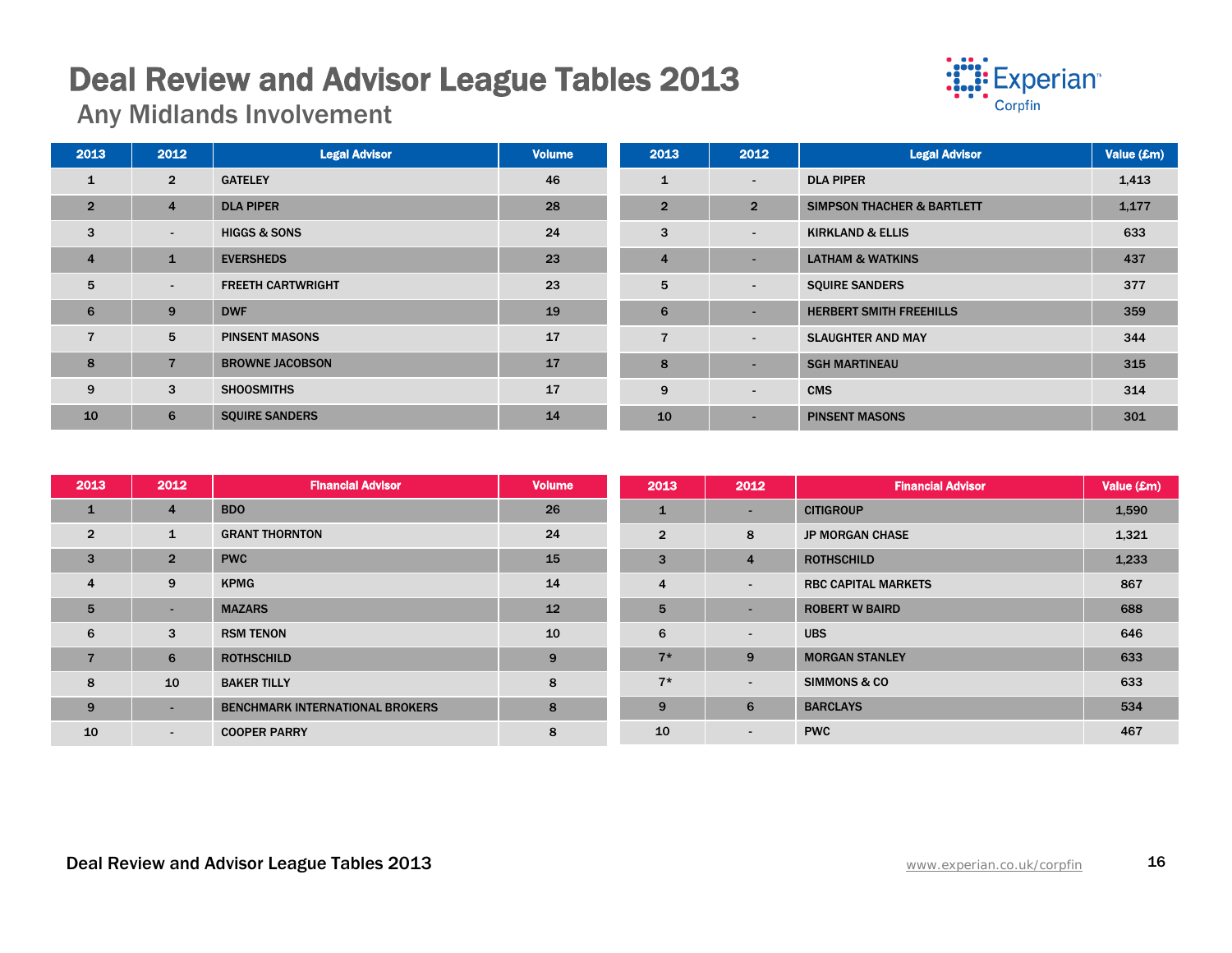# Deal Review and Advisor League Tables 2013

## Any Midlands Involvement

| 2013 | 2012 | Legal Advisor | Volume |
|---|---|---|---|
| 1 | 2 | GATELEY | 46 |
| 2 | 4 | DLA PIPER | 28 |
| 3 | - | HIGGS & SONS | 24 |
| 4 | 1 | EVERSHEDS | 23 |
| 5 | - | FREETH CARTWRIGHT | 23 |
| 6 | 9 | DWF | 19 |
| 7 | 5 | PINSENT MASONS | 17 |
| 8 | 7 | BROWNE JACOBSON | 17 |
| 9 | 3 | SHOOSMITHS | 17 |
| 10 | 6 | SQUIRE SANDERS | 14 |

| 2013 | 2012 | Legal Advisor | Value (£m) |
|---|---|---|---|
| 1 | - | DLA PIPER | 1,413 |
| 2 | 2 | SIMPSON THACHER & BARTLETT | 1,177 |
| 3 | - | KIRKLAND & ELLIS | 633 |
| 4 | - | LATHAM & WATKINS | 437 |
| 5 | - | SQUIRE SANDERS | 377 |
| 6 | - | HERBERT SMITH FREEHILLS | 359 |
| 7 | - | SLAUGHTER AND MAY | 344 |
| 8 | - | SGH MARTINEAU | 315 |
| 9 | - | CMS | 314 |
| 10 | - | PINSENT MASONS | 301 |

| 2013 | 2012 | Financial Advisor | Volume |
|---|---|---|---|
| 1 | 4 | BDO | 26 |
| 2 | 1 | GRANT THORNTON | 24 |
| 3 | 2 | PWC | 15 |
| 4 | 9 | KPMG | 14 |
| 5 | - | MAZARS | 12 |
| 6 | 3 | RSM TENON | 10 |
| 7 | 6 | ROTHSCHILD | 9 |
| 8 | 10 | BAKER TILLY | 8 |
| 9 | - | BENCHMARK INTERNATIONAL BROKERS | 8 |
| 10 | - | COOPER PARRY | 8 |

| 2013 | 2012 | Financial Advisor | Value (£m) |
|---|---|---|---|
| 1 | - | CITIGROUP | 1,590 |
| 2 | 8 | JP MORGAN CHASE | 1,321 |
| 3 | 4 | ROTHSCHILD | 1,233 |
| 4 | - | RBC CAPITAL MARKETS | 867 |
| 5 | - | ROBERT W BAIRD | 688 |
| 6 | - | UBS | 646 |
| 7* | 9 | MORGAN STANLEY | 633 |
| 7* | - | SIMMONS & CO | 633 |
| 9 | 6 | BARCLAYS | 534 |
| 10 | - | PWC | 467 |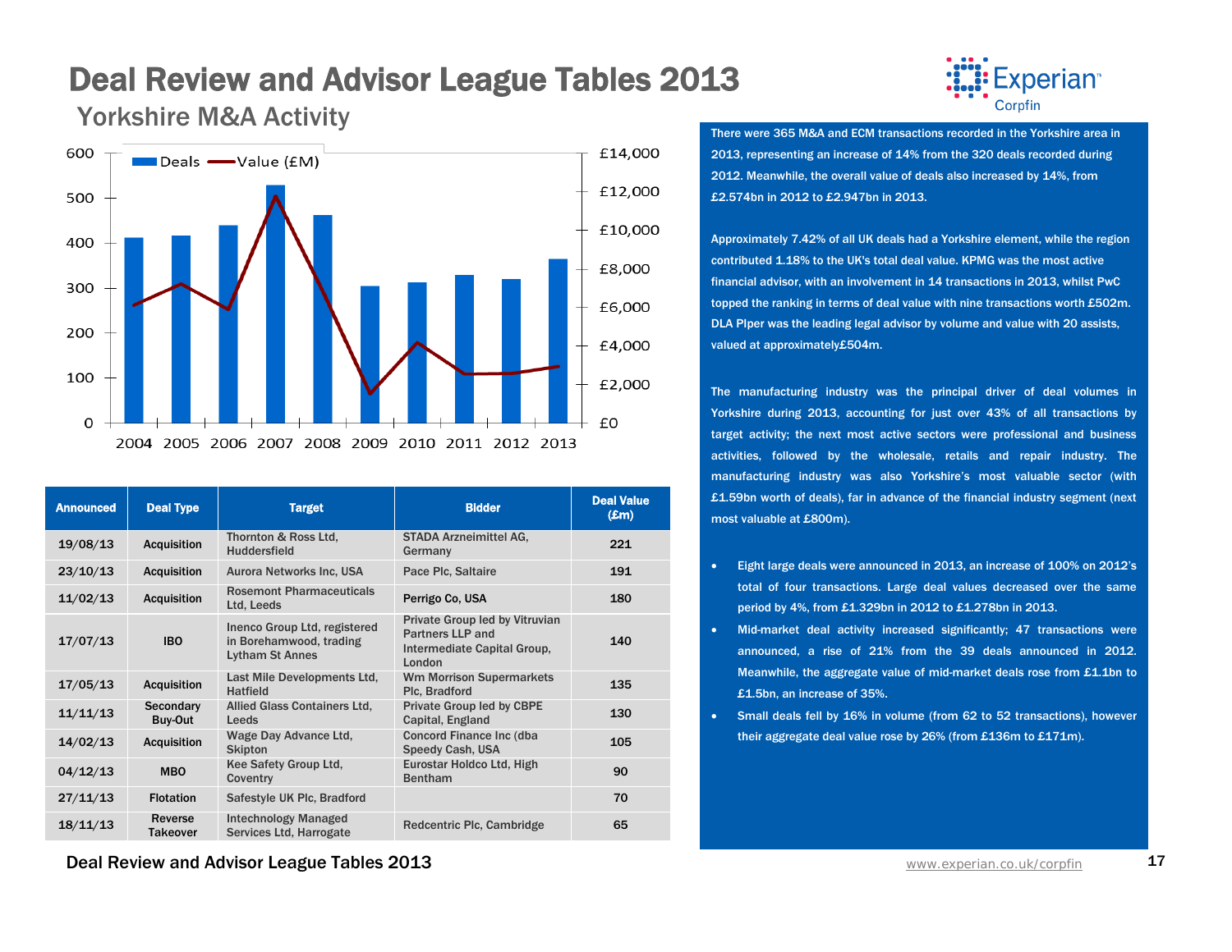# Deal Review and Advisor League Tables 2013

## Yorkshire M&A Activity

| Announced | Deal Type | Target | Bidder | Deal Value (£m) |
|---|---|---|---|---|
| 19/08/13 | Acquisition | Thornton & Ross Ltd, Huddersfield | STADA Arzneimittel AG, Germany | 221 |
| 23/10/13 | Acquisition | Aurora Networks Inc, USA | Pace Plc, Saltaire | 191 |
| 11/02/13 | Acquisition | Rosemont Pharmaceuticals Ltd, Leeds | Perrigo Co, USA | 180 |
| 17/07/13 | IBO | Inenco Group Ltd, registered in Borehamwood, trading Lytham St Annes | Private Group led by Vitruvian Partners LLP and Intermediate Capital Group, London | 140 |
| 17/05/13 | Acquisition | Last Mile Developments Ltd, Hatfield | Wm Morrison Supermarkets Plc, Bradford | 135 |
| 11/11/13 | Secondary Buy-Out | Allied Glass Containers Ltd, Leeds | Private Group led by CBPE Capital, England | 130 |
| 14/02/13 | Acquisition | Wage Day Advance Ltd, Skipton | Concord Finance Inc (dba Speedy Cash, USA | 105 |
| 04/12/13 | MBO | Kee Safety Group Ltd, Coventry | Eurostar Holdco Ltd, High Bentham | 90 |
| 27/11/13 | Flotation | Safestyle UK Plc, Bradford | | 70 |
| 18/11/13 | Reverse Takeover | Intechnology Managed Services Ltd, Harrogate | Redcentric Plc, Cambridge | 65 |

There were 365 M&A and ECM transactions recorded in the Yorkshire area in 2013, representing an increase of 14% from the 320 deals recorded during 2012. Meanwhile, the overall value of deals also increased by 14%, from £2.574bn in 2012 to £2.947bn in 2013.

Approximately 7.42% of all UK deals had a Yorkshire element, while the region contributed 1.18% to the UK's total deal value. KPMG was the most active financial advisor, with an involvement in 14 transactions in 2013, whilst PwC topped the ranking in terms of deal value with nine transactions worth £502m. DLA PIper was the leading legal advisor by volume and value with 20 assists, valued at approximately£504m.

The manufacturing industry was the principal driver of deal volumes in Yorkshire during 2013, accounting for just over 43% of all transactions by target activity; the next most active sectors were professional and business activities, followed by the wholesale, retails and repair industry. The manufacturing industry was also Yorkshire's most valuable sector (with £1.59bn worth of deals), far in advance of the financial industry segment (next most valuable at £800m).

- Eight large deals were announced in 2013, an increase of 100% on 2012's total of four transactions. Large deal values decreased over the same period by 4%, from £1.329bn in 2012 to £1.278bn in 2013.
- Mid-market deal activity increased significantly; 47 transactions were announced, a rise of 21% from the 39 deals announced in 2012. Meanwhile, the aggregate value of mid-market deals rose from £1.1bn to £1.5bn, an increase of 35%.
- Small deals fell by 16% in volume (from 62 to 52 transactions), however their aggregate deal value rose by 26% (from £136m to £171m).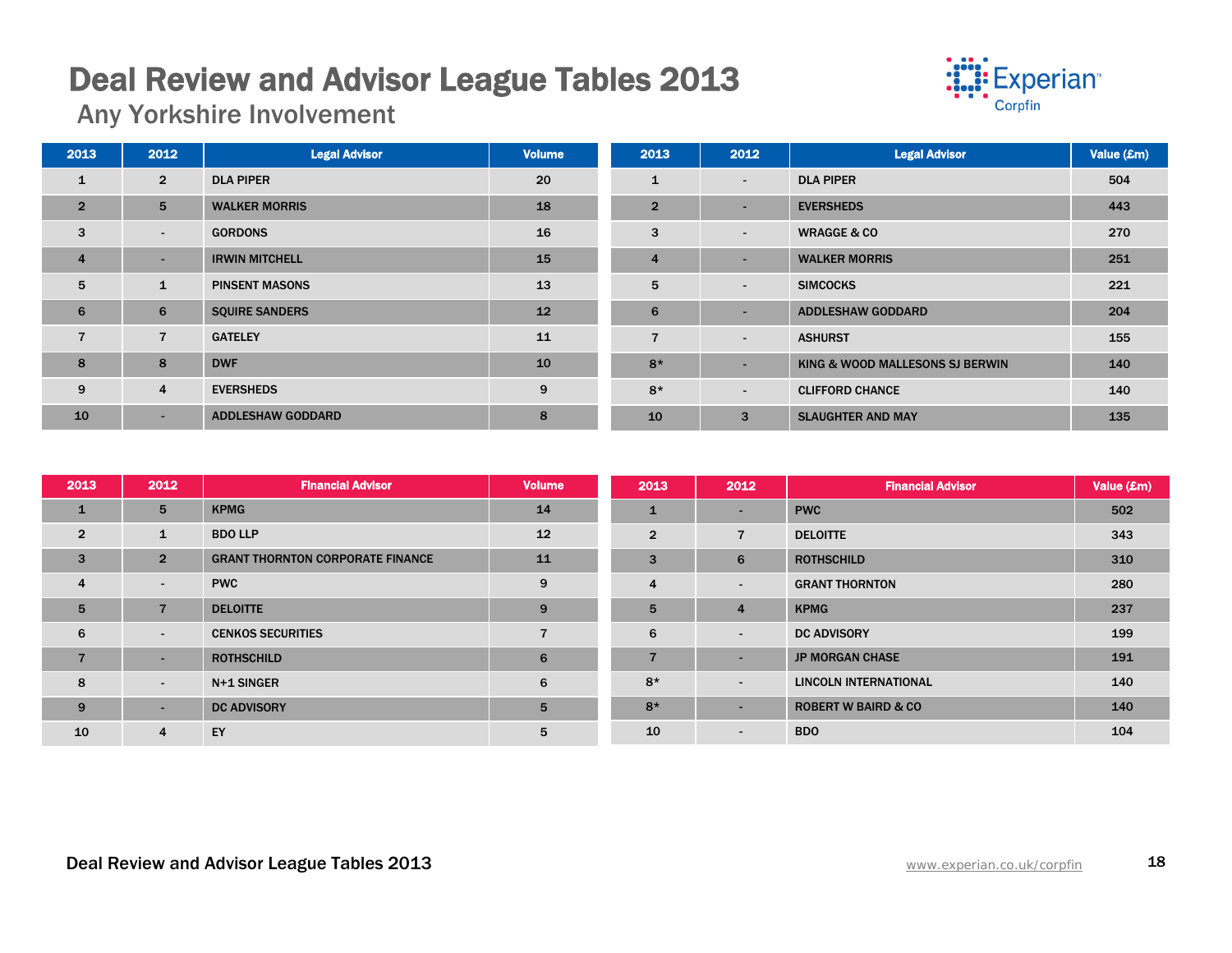# Deal Review and Advisor League Tables 2013

## Any Yorkshire Involvement

| 2013 | 2012 | Legal Advisor | Volume |
|---|---|---|---|
| 1 | 2 | DLA PIPER | 20 |
| 2 | 5 | WALKER MORRIS | 18 |
| 3 | - | GORDONS | 16 |
| 4 | - | IRWIN MITCHELL | 15 |
| 5 | 1 | PINSENT MASONS | 13 |
| 6 | 6 | SQUIRE SANDERS | 12 |
| 7 | 7 | GATELEY | 11 |
| 8 | 8 | DWF | 10 |
| 9 | 4 | EVERSHEDS | 9 |
| 10 | - | ADDLESHAW GODDARD | 8 |

| 2013 | 2012 | Legal Advisor | Value (£m) |
|---|---|---|---|
| 1 | - | DLA PIPER | 504 |
| 2 | - | EVERSHEDS | 443 |
| 3 | - | WRAGGE & CO | 270 |
| 4 | - | WALKER MORRIS | 251 |
| 5 | - | SIMCOCKS | 221 |
| 6 | - | ADDLESHAW GODDARD | 204 |
| 7 | - | ASHURST | 155 |
| 8* | - | KING & WOOD MALLESONS SJ BERWIN | 140 |
| 8* | - | CLIFFORD CHANCE | 140 |
| 10 | 3 | SLAUGHTER AND MAY | 135 |

| 2013 | 2012 | Financial Advisor | Volume |
|---|---|---|---|
| 1 | 5 | KPMG | 14 |
| 2 | 1 | BDO LLP | 12 |
| 3 | 2 | GRANT THORNTON CORPORATE FINANCE | 11 |
| 4 | - | PWC | 9 |
| 5 | 7 | DELOITTE | 9 |
| 6 | - | CENKOS SECURITIES | 7 |
| 7 | - | ROTHSCHILD | 6 |
| 8 | - | N+1 SINGER | 6 |
| 9 | - | DC ADVISORY | 5 |
| 10 | 4 | EY | 5 |

| 2013 | 2012 | Financial Advisor | Value (£m) |
|---|---|---|---|
| 1 | - | PWC | 502 |
| 2 | 7 | DELOITTE | 343 |
| 3 | 6 | ROTHSCHILD | 310 |
| 4 | - | GRANT THORNTON | 280 |
| 5 | 4 | KPMG | 237 |
| 6 | - | DC ADVISORY | 199 |
| 7 | - | JP MORGAN CHASE | 191 |
| 8* | - | LINCOLN INTERNATIONAL | 140 |
| 8* | - | ROBERT W BAIRD & CO | 140 |
| 10 | - | BDO | 104 |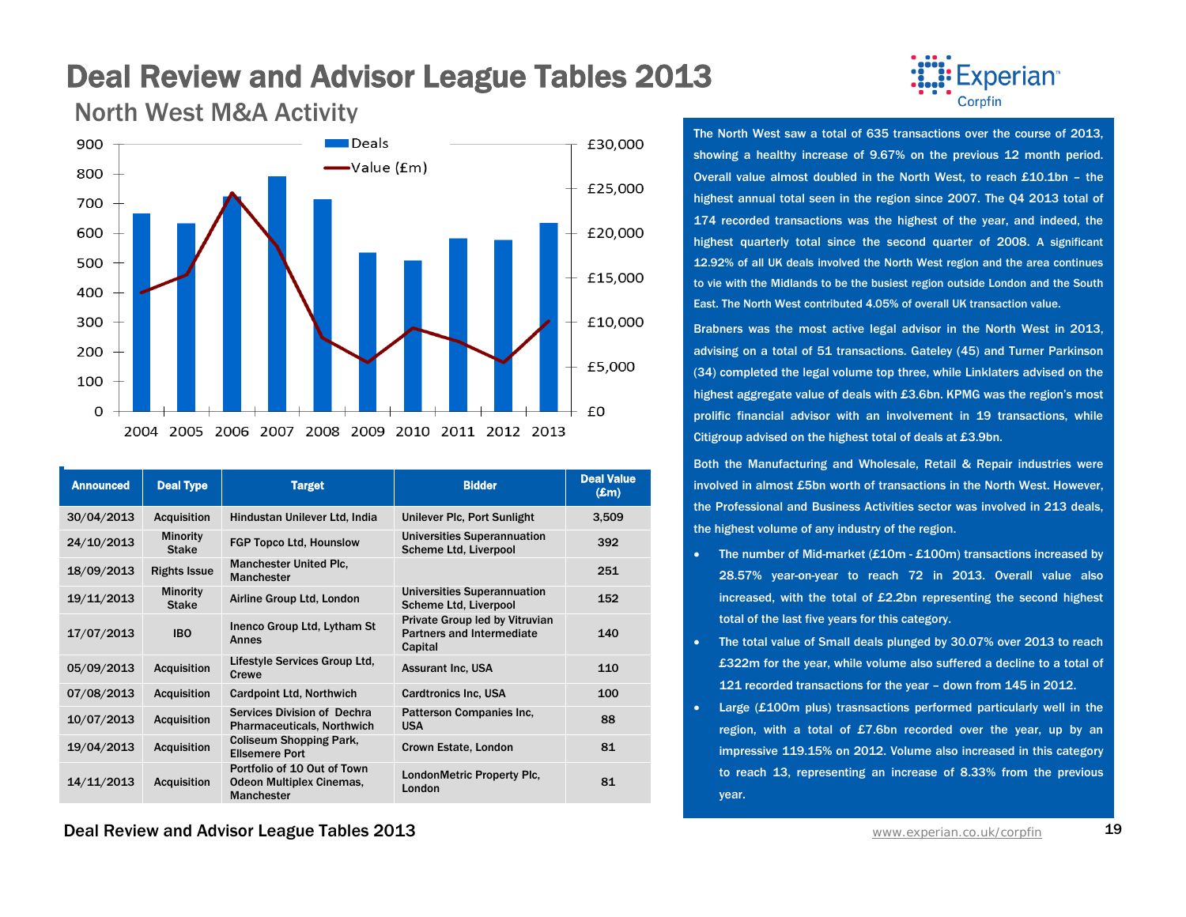# Deal Review and Advisor League Tables 2013

## North West M&A Activity

| Announced | Deal Type | Target | Bidder | Deal Value (£m) |
|---|---|---|---|---|
| 30/04/2013 | Acquisition | Hindustan Unilever Ltd, India | Unilever Plc, Port Sunlight | 3,509 |
| 24/10/2013 | Minority Stake | FGP Topco Ltd, Hounslow | Universities Superannuation Scheme Ltd, Liverpool | 392 |
| 18/09/2013 | Rights Issue | Manchester United Plc, Manchester | | 251 |
| 19/11/2013 | Minority Stake | Airline Group Ltd, London | Universities Superannuation Scheme Ltd, Liverpool | 152 |
| 17/07/2013 | IBO | Inenco Group Ltd, Lytham St Annes | Private Group led by Vitruvian Partners and Intermediate Capital | 140 |
| 05/09/2013 | Acquisition | Lifestyle Services Group Ltd, Crewe | Assurant Inc, USA | 110 |
| 07/08/2013 | Acquisition | Cardpoint Ltd, Northwich | Cardtronics Inc, USA | 100 |
| 10/07/2013 | Acquisition | Services Division of Dechra Pharmaceuticals, Northwich | Patterson Companies Inc, USA | 88 |
| 19/04/2013 | Acquisition | Coliseum Shopping Park, Ellsemere Port | Crown Estate, London | 81 |
| 14/11/2013 | Acquisition | Portfolio of 10 Out of Town Odeon Multiplex Cinemas, Manchester | LondonMetric Property Plc, London | 81 |

The North West saw a total of 635 transactions over the course of 2013, showing a healthy increase of 9.67% on the previous 12 month period. Overall value almost doubled in the North West, to reach £10.1bn – the highest annual total seen in the region since 2007. The Q4 2013 total of 174 recorded transactions was the highest of the year, and indeed, the highest quarterly total since the second quarter of 2008. A significant 12.92% of all UK deals involved the North West region and the area continues to vie with the Midlands to be the busiest region outside London and the South East. The North West contributed 4.05% of overall UK transaction value.

Brabners was the most active legal advisor in the North West in 2013, advising on a total of 51 transactions. Gateley (45) and Turner Parkinson (34) completed the legal volume top three, while Linklaters advised on the highest aggregate value of deals with £3.6bn. KPMG was the region's most prolific financial advisor with an involvement in 19 transactions, while Citigroup advised on the highest total of deals at £3.9bn.

Both the Manufacturing and Wholesale, Retail & Repair industries were involved in almost £5bn worth of transactions in the North West. However, the Professional and Business Activities sector was involved in 213 deals, the highest volume of any industry of the region.

- The number of Mid-market (£10m - £100m) transactions increased by 28.57% year-on-year to reach 72 in 2013. Overall value also increased, with the total of £2.2bn representing the second highest total of the last five years for this category.
- The total value of Small deals plunged by 30.07% over 2013 to reach £322m for the year, while volume also suffered a decline to a total of 121 recorded transactions for the year – down from 145 in 2012.
- Large (£100m plus) trasnsactions performed particularly well in the region, with a total of £7.6bn recorded over the year, up by an impressive 119.15% on 2012. Volume also increased in this category to reach 13, representing an increase of 8.33% from the previous year.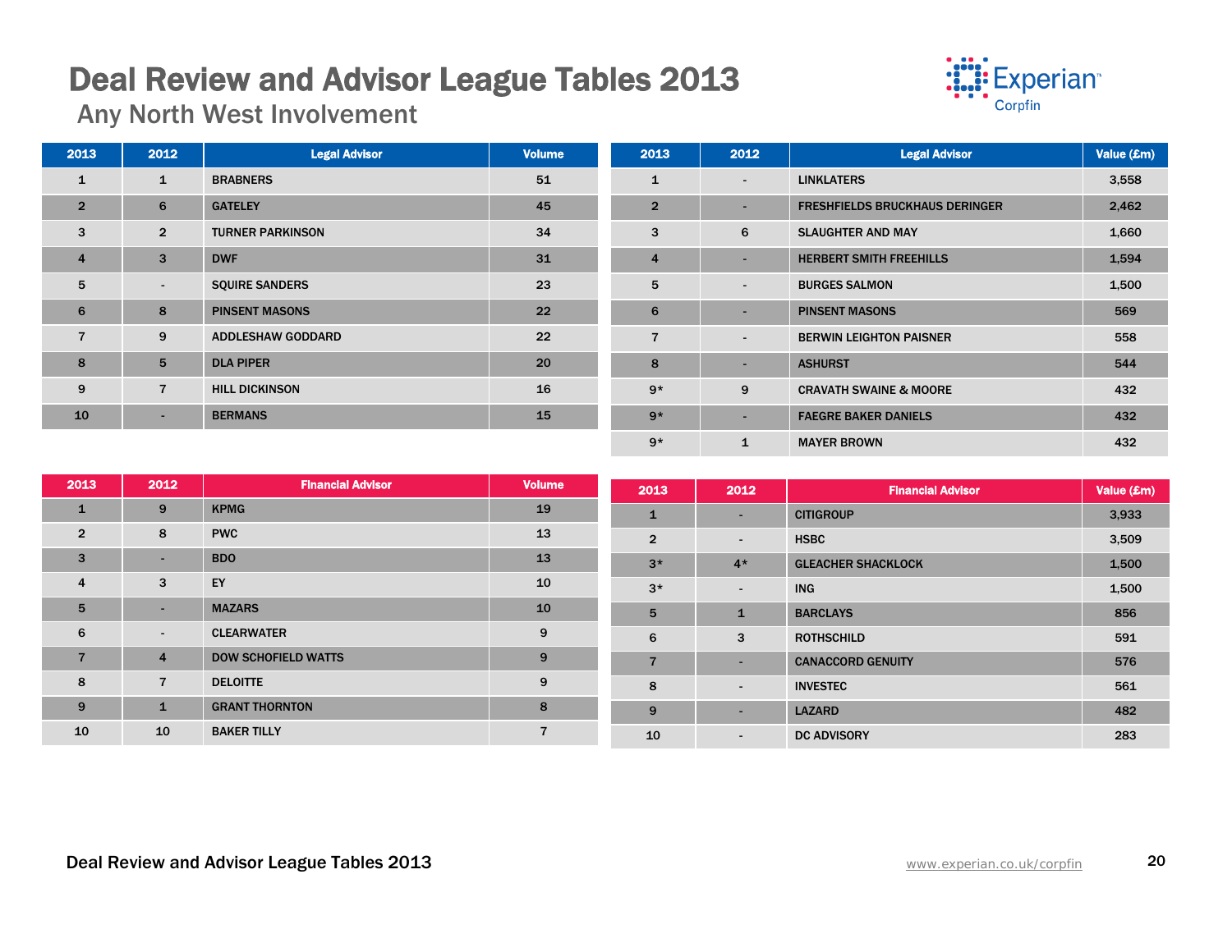# Deal Review and Advisor League Tables 2013

## Any North West Involvement

| 2013 | 2012 | Legal Advisor | Volume |
|---|---|---|---|
| 1 | 1 | BRABNERS | 51 |
| 2 | 6 | GATELEY | 45 |
| 3 | 2 | TURNER PARKINSON | 34 |
| 4 | 3 | DWF | 31 |
| 5 | - | SQUIRE SANDERS | 23 |
| 6 | 8 | PINSENT MASONS | 22 |
| 7 | 9 | ADDLESHAW GODDARD | 22 |
| 8 | 5 | DLA PIPER | 20 |
| 9 | 7 | HILL DICKINSON | 16 |
| 10 | - | BERMANS | 15 |

| 2013 | 2012 | Legal Advisor | Value (£m) |
|---|---|---|---|
| 1 | - | LINKLATERS | 3,558 |
| 2 | - | FRESHFIELDS BRUCKHAUS DERINGER | 2,462 |
| 3 | 6 | SLAUGHTER AND MAY | 1,660 |
| 4 | - | HERBERT SMITH FREEHILLS | 1,594 |
| 5 | - | BURGES SALMON | 1,500 |
| 6 | - | PINSENT MASONS | 569 |
| 7 | - | BERWIN LEIGHTON PAISNER | 558 |
| 8 | - | ASHURST | 544 |
| 9* | 9 | CRAVATH SWAINE & MOORE | 432 |
| 9* | - | FAEGRE BAKER DANIELS | 432 |
| 9* | 1 | MAYER BROWN | 432 |

| 2013 | 2012 | Financial Advisor | Volume |
|---|---|---|---|
| 1 | 9 | KPMG | 19 |
| 2 | 8 | PWC | 13 |
| 3 | - | BDO | 13 |
| 4 | 3 | EY | 10 |
| 5 | - | MAZARS | 10 |
| 6 | - | CLEARWATER | 9 |
| 7 | 4 | DOW SCHOFIELD WATTS | 9 |
| 8 | 7 | DELOITTE | 9 |
| 9 | 1 | GRANT THORNTON | 8 |
| 10 | 10 | BAKER TILLY | 7 |

| 2013 | 2012 | Financial Advisor | Value (£m) |
|---|---|---|---|
| 1 | - | CITIGROUP | 3,933 |
| 2 | - | HSBC | 3,509 |
| 3* | 4* | GLEACHER SHACKLOCK | 1,500 |
| 3* | - | ING | 1,500 |
| 5 | 1 | BARCLAYS | 856 |
| 6 | 3 | ROTHSCHILD | 591 |
| 7 | - | CANACCORD GENUITY | 576 |
| 8 | - | INVESTEC | 561 |
| 9 | - | LAZARD | 482 |
| 10 | - | DC ADVISORY | 283 |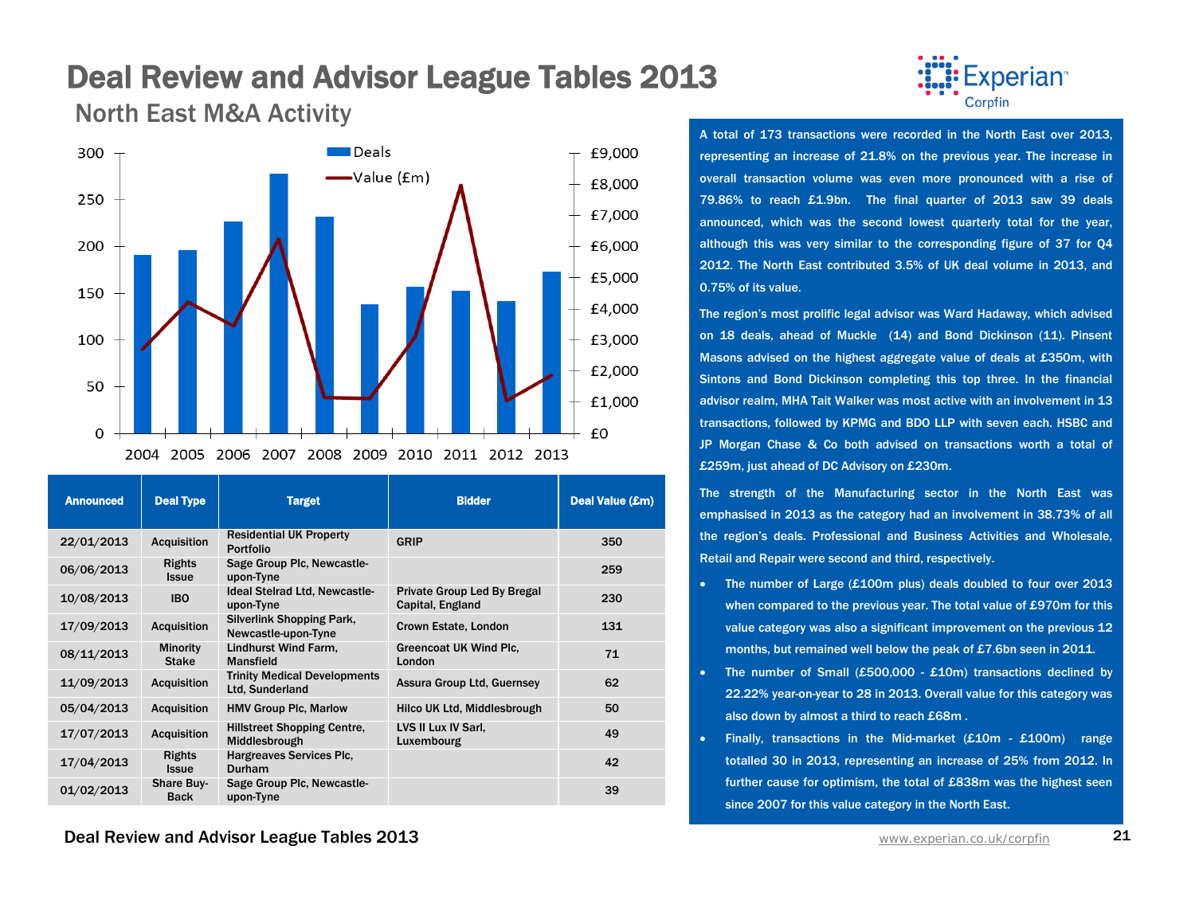# Deal Review and Advisor League Tables 2013

## North East M&A Activity

| Announced | Deal Type | Target | Bidder | Deal Value (£m) |
|---|---|---|---|---|
| 22/01/2013 | Acquisition | Residential UK Property Portfolio | GRIP | 350 |
| 06/06/2013 | Rights Issue | Sage Group Plc, Newcastle-upon-Tyne | | 259 |
| 10/08/2013 | IBO | Ideal Stelrad Ltd, Newcastle-upon-Tyne | Private Group Led By Bregal Capital, England | 230 |
| 17/09/2013 | Acquisition | Silverlink Shopping Park, Newcastle-upon-Tyne | Crown Estate, London | 131 |
| 08/11/2013 | Minority Stake | Lindhurst Wind Farm, Mansfield | Greencoat UK Wind Plc, London | 71 |
| 11/09/2013 | Acquisition | Trinity Medical Developments Ltd, Sunderland | Assura Group Ltd, Guernsey | 62 |
| 05/04/2013 | Acquisition | HMV Group Plc, Marlow | Hilco UK Ltd, Middlesbrough | 50 |
| 17/07/2013 | Acquisition | Hillstreet Shopping Centre, Middlesbrough | LVS II Lux IV Sarl, Luxembourg | 49 |
| 17/04/2013 | Rights Issue | Hargreaves Services Plc, Durham | | 42 |
| 01/02/2013 | Share Buy-Back | Sage Group Plc, Newcastle-upon-Tyne | | 39 |

A total of 173 transactions were recorded in the North East over 2013, representing an increase of 21.8% on the previous year. The increase in overall transaction volume was even more pronounced with a rise of 79.86% to reach £1.9bn. The final quarter of 2013 saw 39 deals announced, which was the second lowest quarterly total for the year, although this was very similar to the corresponding figure of 37 for Q4 2012. The North East contributed 3.5% of UK deal volume in 2013, and 0.75% of its value.

The region's most prolific legal advisor was Ward Hadaway, which advised on 18 deals, ahead of Muckle (14) and Bond Dickinson (11). Pinsent Masons advised on the highest aggregate value of deals at £350m, with Sintons and Bond Dickinson completing this top three. In the financial advisor realm, MHA Tait Walker was most active with an involvement in 13 transactions, followed by KPMG and BDO LLP with seven each. HSBC and JP Morgan Chase & Co both advised on transactions worth a total of £259m, just ahead of DC Advisory on £230m.

The strength of the Manufacturing sector in the North East was emphasised in 2013 as the category had an involvement in 38.73% of all the region's deals. Professional and Business Activities and Wholesale, Retail and Repair were second and third, respectively.

- The number of Large (£100m plus) deals doubled to four over 2013 when compared to the previous year. The total value of £970m for this value category was also a significant improvement on the previous 12 months, but remained well below the peak of £7.6bn seen in 2011.
- The number of Small (£500,000 - £10m) transactions declined by 22.22% year-on-year to 28 in 2013. Overall value for this category was also down by almost a third to reach £68m .
- Finally, transactions in the Mid-market (£10m - £100m) range totalled 30 in 2013, representing an increase of 25% from 2012. In further cause for optimism, the total of £838m was the highest seen since 2007 for this value category in the North East.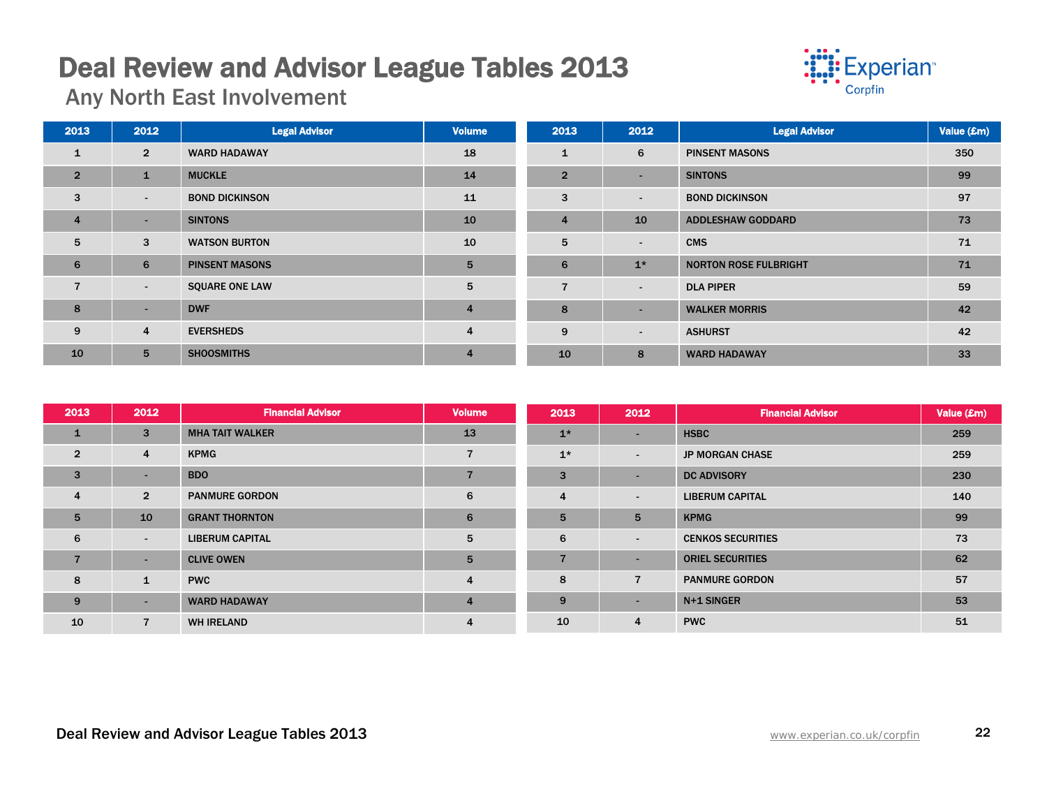# Deal Review and Advisor League Tables 2013

## Any North East Involvement

| 2013 | 2012 | Legal Advisor | Volume |
|---|---|---|---|
| 1 | 2 | WARD HADAWAY | 18 |
| 2 | 1 | MUCKLE | 14 |
| 3 | - | BOND DICKINSON | 11 |
| 4 | - | SINTONS | 10 |
| 5 | 3 | WATSON BURTON | 10 |
| 6 | 6 | PINSENT MASONS | 5 |
| 7 | - | SQUARE ONE LAW | 5 |
| 8 | - | DWF | 4 |
| 9 | 4 | EVERSHEDS | 4 |
| 10 | 5 | SHOOSMITHS | 4 |

| 2013 | 2012 | Legal Advisor | Value (£m) |
|---|---|---|---|
| 1 | 6 | PINSENT MASONS | 350 |
| 2 | - | SINTONS | 99 |
| 3 | - | BOND DICKINSON | 97 |
| 4 | 10 | ADDLESHAW GODDARD | 73 |
| 5 | - | CMS | 71 |
| 6 | 1* | NORTON ROSE FULBRIGHT | 71 |
| 7 | - | DLA PIPER | 59 |
| 8 | - | WALKER MORRIS | 42 |
| 9 | - | ASHURST | 42 |
| 10 | 8 | WARD HADAWAY | 33 |

| 2013 | 2012 | Financial Advisor | Volume |
|---|---|---|---|
| 1 | 3 | MHA TAIT WALKER | 13 |
| 2 | 4 | KPMG | 7 |
| 3 | - | BDO | 7 |
| 4 | 2 | PANMURE GORDON | 6 |
| 5 | 10 | GRANT THORNTON | 6 |
| 6 | - | LIBERUM CAPITAL | 5 |
| 7 | - | CLIVE OWEN | 5 |
| 8 | 1 | PWC | 4 |
| 9 | - | WARD HADAWAY | 4 |
| 10 | 7 | WH IRELAND | 4 |

| 2013 | 2012 | Financial Advisor | Value (£m) |
|---|---|---|---|
| 1* | - | HSBC | 259 |
| 1* | - | JP MORGAN CHASE | 259 |
| 3 | - | DC ADVISORY | 230 |
| 4 | - | LIBERUM CAPITAL | 140 |
| 5 | 5 | KPMG | 99 |
| 6 | - | CENKOS SECURITIES | 73 |
| 7 | - | ORIEL SECURITIES | 62 |
| 8 | 7 | PANMURE GORDON | 57 |
| 9 | - | N+1 SINGER | 53 |
| 10 | 4 | PWC | 51 |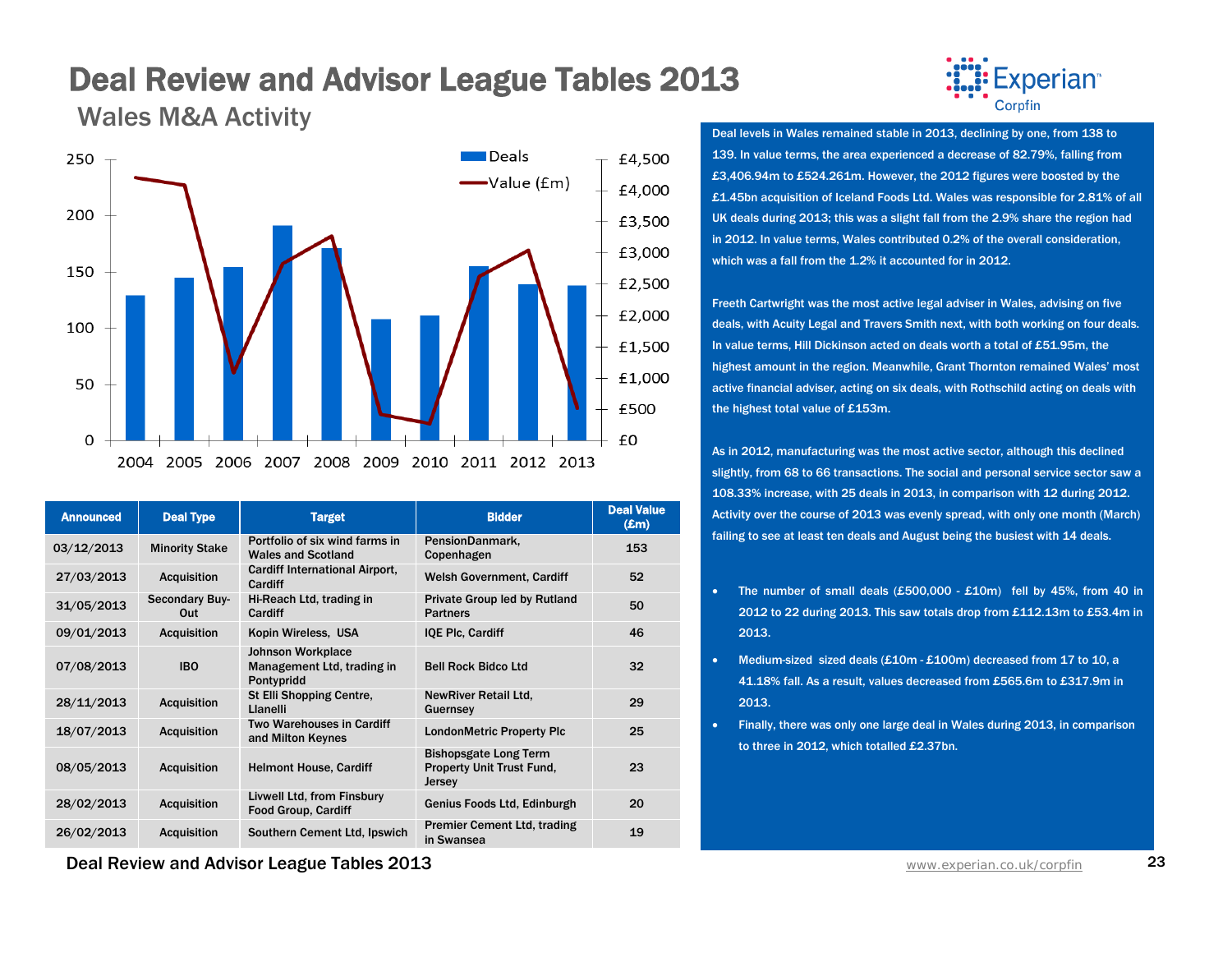# Deal Review and Advisor League Tables 2013

## Wales M&A Activity

| Announced | Deal Type | Target | Bidder | Deal Value (£m) |
|---|---|---|---|---|
| 03/12/2013 | Minority Stake | Portfolio of six wind farms in Wales and Scotland | PensionDanmark, Copenhagen | 153 |
| 27/03/2013 | Acquisition | Cardiff International Airport, Cardiff | Welsh Government, Cardiff | 52 |
| 31/05/2013 | Secondary Buy-Out | Hi-Reach Ltd, trading in Cardiff | Private Group led by Rutland Partners | 50 |
| 09/01/2013 | Acquisition | Kopin Wireless, USA | IQE Plc, Cardiff | 46 |
| 07/08/2013 | IBO | Johnson Workplace Management Ltd, trading in Pontypridd | Bell Rock Bidco Ltd | 32 |
| 28/11/2013 | Acquisition | St Elli Shopping Centre, Llanelli | NewRiver Retail Ltd, Guernsey | 29 |
| 18/07/2013 | Acquisition | Two Warehouses in Cardiff and Milton Keynes | LondonMetric Property Plc | 25 |
| 08/05/2013 | Acquisition | Helmont House, Cardiff | Bishopsgate Long Term Property Unit Trust Fund, Jersey | 23 |
| 28/02/2013 | Acquisition | Livwell Ltd, from Finsbury Food Group, Cardiff | Genius Foods Ltd, Edinburgh | 20 |
| 26/02/2013 | Acquisition | Southern Cement Ltd, Ipswich | Premier Cement Ltd, trading in Swansea | 19 |

Deal levels in Wales remained stable in 2013, declining by one, from 138 to 139. In value terms, the area experienced a decrease of 82.79%, falling from £3,406.94m to £524.261m. However, the 2012 figures were boosted by the £1.45bn acquisition of Iceland Foods Ltd. Wales was responsible for 2.81% of all UK deals during 2013; this was a slight fall from the 2.9% share the region had in 2012. In value terms, Wales contributed 0.2% of the overall consideration, which was a fall from the 1.2% it accounted for in 2012.

Freeth Cartwright was the most active legal adviser in Wales, advising on five deals, with Acuity Legal and Travers Smith next, with both working on four deals. In value terms, Hill Dickinson acted on deals worth a total of £51.95m, the highest amount in the region. Meanwhile, Grant Thornton remained Wales' most active financial adviser, acting on six deals, with Rothschild acting on deals with the highest total value of £153m.

As in 2012, manufacturing was the most active sector, although this declined slightly, from 68 to 66 transactions. The social and personal service sector saw a 108.33% increase, with 25 deals in 2013, in comparison with 12 during 2012. Activity over the course of 2013 was evenly spread, with only one month (March) failing to see at least ten deals and August being the busiest with 14 deals.

- The number of small deals (£500,000 - £10m) fell by 45%, from 40 in 2012 to 22 during 2013. This saw totals drop from £112.13m to £53.4m in 2013.
- Medium-sized sized deals (£10m - £100m) decreased from 17 to 10, a 41.18% fall. As a result, values decreased from £565.6m to £317.9m in 2013.
- Finally, there was only one large deal in Wales during 2013, in comparison to three in 2012, which totalled £2.37bn.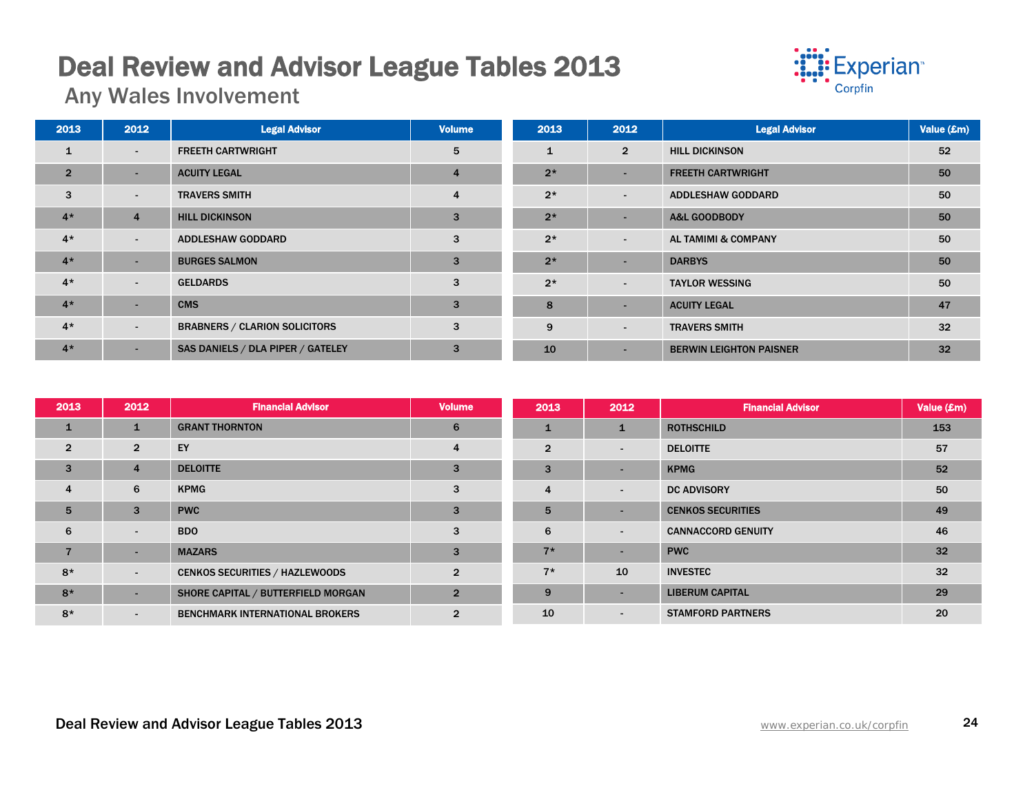# Deal Review and Advisor League Tables 2013

## Any Wales Involvement

| 2013 | 2012 | Legal Advisor | Volume |
|---|---|---|---|
| 1 | - | FREETH CARTWRIGHT | 5 |
| 2 | - | ACUITY LEGAL | 4 |
| 3 | - | TRAVERS SMITH | 4 |
| 4* | 4 | HILL DICKINSON | 3 |
| 4* | - | ADDLESHAW GODDARD | 3 |
| 4* | - | BURGES SALMON | 3 |
| 4* | - | GELDARDS | 3 |
| 4* | - | CMS | 3 |
| 4* | - | BRABNERS / CLARION SOLICITORS | 3 |
| 4* | - | SAS DANIELS / DLA PIPER / GATELEY | 3 |

| 2013 | 2012 | Legal Advisor | Value (£m) |
|---|---|---|---|
| 1 | 2 | HILL DICKINSON | 52 |
| 2* | - | FREETH CARTWRIGHT | 50 |
| 2* | - | ADDLESHAW GODDARD | 50 |
| 2* | - | A&L GOODBODY | 50 |
| 2* | - | AL TAMIMI & COMPANY | 50 |
| 2* | - | DARBYS | 50 |
| 2* | - | TAYLOR WESSING | 50 |
| 8 | - | ACUITY LEGAL | 47 |
| 9 | - | TRAVERS SMITH | 32 |
| 10 | - | BERWIN LEIGHTON PAISNER | 32 |

| 2013 | 2012 | Financial Advisor | Volume |
|---|---|---|---|
| 1 | 1 | GRANT THORNTON | 6 |
| 2 | 2 | EY | 4 |
| 3 | 4 | DELOITTE | 3 |
| 4 | 6 | KPMG | 3 |
| 5 | 3 | PWC | 3 |
| 6 | - | BDO | 3 |
| 7 | - | MAZARS | 3 |
| 8* | - | CENKOS SECURITIES / HAZLEWOODS | 2 |
| 8* | - | SHORE CAPITAL / BUTTERFIELD MORGAN | 2 |
| 8* | - | BENCHMARK INTERNATIONAL BROKERS | 2 |

| 2013 | 2012 | Financial Advisor | Value (£m) |
|---|---|---|---|
| 1 | 1 | ROTHSCHILD | 153 |
| 2 | - | DELOITTE | 57 |
| 3 | - | KPMG | 52 |
| 4 | - | DC ADVISORY | 50 |
| 5 | - | CENKOS SECURITIES | 49 |
| 6 | - | CANNACCORD GENUITY | 46 |
| 7* | - | PWC | 32 |
| 7* | 10 | INVESTEC | 32 |
| 9 | - | LIBERUM CAPITAL | 29 |
| 10 | - | STAMFORD PARTNERS | 20 |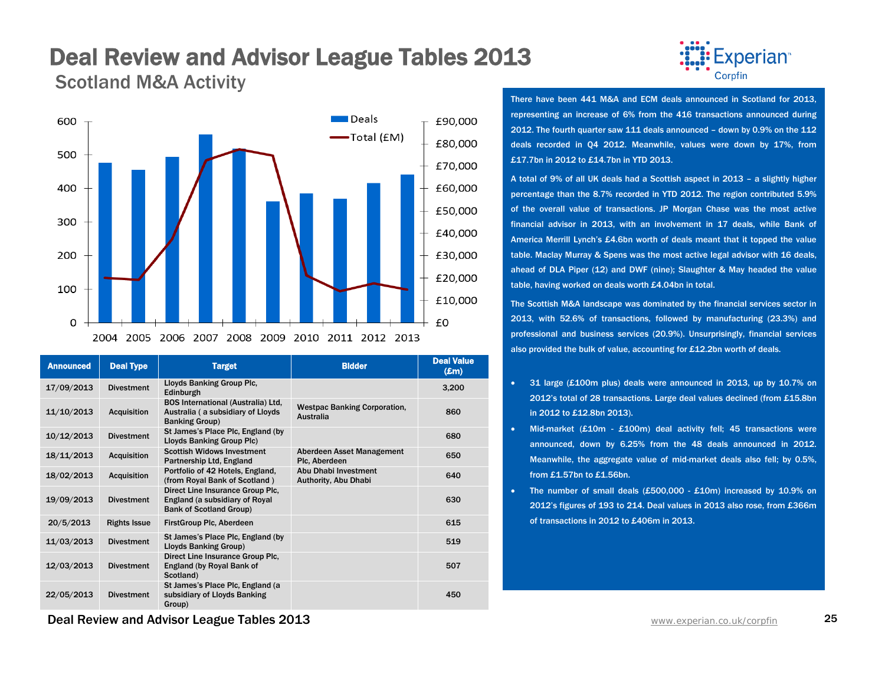# Deal Review and Advisor League Tables 2013

## Scotland M&A Activity

| Announced | Deal Type | Target | Bidder | Deal Value (£m) |
|---|---|---|---|---|
| 17/09/2013 | Divestment | Lloyds Banking Group Plc, Edinburgh | | 3,200 |
| 11/10/2013 | Acquisition | BOS International (Australia) Ltd, Australia ( a subsidiary of Lloyds Banking Group) | Westpac Banking Corporation, Australia | 860 |
| 10/12/2013 | Divestment | St James's Place Plc, England (by Lloyds Banking Group Plc) | | 680 |
| 18/11/2013 | Acquisition | Scottish Widows Investment Partnership Ltd, England | Aberdeen Asset Management Plc, Aberdeen | 650 |
| 18/02/2013 | Acquisition | Portfolio of 42 Hotels, England, (from Royal Bank of Scotland ) | Abu Dhabi Investment Authority, Abu Dhabi | 640 |
| 19/09/2013 | Divestment | Direct Line Insurance Group Plc, England (a subsidiary of Royal Bank of Scotland Group) | | 630 |
| 20/5/2013 | Rights Issue | FirstGroup Plc, Aberdeen | | 615 |
| 11/03/2013 | Divestment | St James's Place Plc, England (by Lloyds Banking Group) | | 519 |
| 12/03/2013 | Divestment | Direct Line Insurance Group Plc, England (by Royal Bank of Scotland) | | 507 |
| 22/05/2013 | Divestment | St James's Place Plc, England (a subsidiary of Lloyds Banking Group) | | 450 |

There have been 441 M&A and ECM deals announced in Scotland for 2013, representing an increase of 6% from the 416 transactions announced during 2012. The fourth quarter saw 111 deals announced – down by 0.9% on the 112 deals recorded in Q4 2012. Meanwhile, values were down by 17%, from £17.7bn in 2012 to £14.7bn in YTD 2013.

A total of 9% of all UK deals had a Scottish aspect in 2013 – a slightly higher percentage than the 8.7% recorded in YTD 2012. The region contributed 5.9% of the overall value of transactions. JP Morgan Chase was the most active financial advisor in 2013, with an involvement in 17 deals, while Bank of America Merrill Lynch's £4.6bn worth of deals meant that it topped the value table. Maclay Murray & Spens was the most active legal advisor with 16 deals, ahead of DLA Piper (12) and DWF (nine); Slaughter & May headed the value table, having worked on deals worth £4.04bn in total.

The Scottish M&A landscape was dominated by the financial services sector in 2013, with 52.6% of transactions, followed by manufacturing (23.3%) and professional and business services (20.9%). Unsurprisingly, financial services also provided the bulk of value, accounting for £12.2bn worth of deals.

- 31 large (£100m plus) deals were announced in 2013, up by 10.7% on 2012's total of 28 transactions. Large deal values declined (from £15.8bn in 2012 to £12.8bn 2013).
- Mid-market (£10m - £100m) deal activity fell; 45 transactions were announced, down by 6.25% from the 48 deals announced in 2012. Meanwhile, the aggregate value of mid-market deals also fell; by 0.5%, from £1.57bn to £1.56bn.
- The number of small deals (£500,000 - £10m) increased by 10.9% on 2012's figures of 193 to 214. Deal values in 2013 also rose, from £366m of transactions in 2012 to £406m in 2013.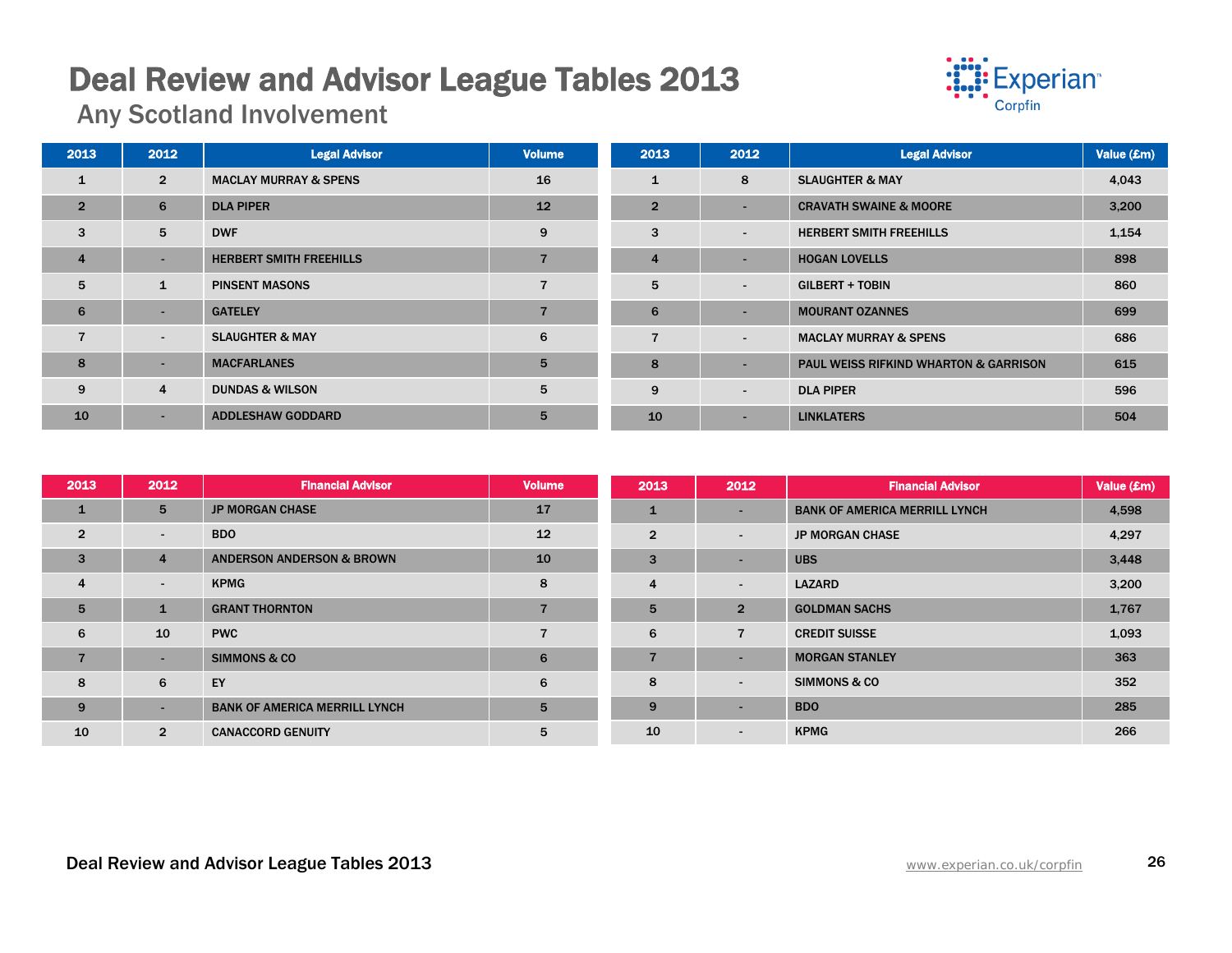# Deal Review and Advisor League Tables 2013

## Any Scotland Involvement

| 2013 | 2012 | Legal Advisor | Volume |
|---|---|---|---|
| 1 | 2 | MACLAY MURRAY & SPENS | 16 |
| 2 | 6 | DLA PIPER | 12 |
| 3 | 5 | DWF | 9 |
| 4 | - | HERBERT SMITH FREEHILLS | 7 |
| 5 | 1 | PINSENT MASONS | 7 |
| 6 | - | GATELEY | 7 |
| 7 | - | SLAUGHTER & MAY | 6 |
| 8 | - | MACFARLANES | 5 |
| 9 | 4 | DUNDAS & WILSON | 5 |
| 10 | - | ADDLESHAW GODDARD | 5 |

| 2013 | 2012 | Legal Advisor | Value (£m) |
|---|---|---|---|
| 1 | 8 | SLAUGHTER & MAY | 4,043 |
| 2 | - | CRAVATH SWAINE & MOORE | 3,200 |
| 3 | - | HERBERT SMITH FREEHILLS | 1,154 |
| 4 | - | HOGAN LOVELLS | 898 |
| 5 | - | GILBERT + TOBIN | 860 |
| 6 | - | MOURANT OZANNES | 699 |
| 7 | - | MACLAY MURRAY & SPENS | 686 |
| 8 | - | PAUL WEISS RIFKIND WHARTON & GARRISON | 615 |
| 9 | - | DLA PIPER | 596 |
| 10 | - | LINKLATERS | 504 |

| 2013 | 2012 | Financial Advisor | Volume |
|---|---|---|---|
| 1 | 5 | JP MORGAN CHASE | 17 |
| 2 | - | BDO | 12 |
| 3 | 4 | ANDERSON ANDERSON & BROWN | 10 |
| 4 | - | KPMG | 8 |
| 5 | 1 | GRANT THORNTON | 7 |
| 6 | 10 | PWC | 7 |
| 7 | - | SIMMONS & CO | 6 |
| 8 | 6 | EY | 6 |
| 9 | - | BANK OF AMERICA MERRILL LYNCH | 5 |
| 10 | 2 | CANACCORD GENUITY | 5 |

| 2013 | 2012 | Financial Advisor | Value (£m) |
|---|---|---|---|
| 1 | - | BANK OF AMERICA MERRILL LYNCH | 4,598 |
| 2 | - | JP MORGAN CHASE | 4,297 |
| 3 | - | UBS | 3,448 |
| 4 | - | LAZARD | 3,200 |
| 5 | 2 | GOLDMAN SACHS | 1,767 |
| 6 | 7 | CREDIT SUISSE | 1,093 |
| 7 | - | MORGAN STANLEY | 363 |
| 8 | - | SIMMONS & CO | 352 |
| 9 | - | BDO | 285 |
| 10 | - | KPMG | 266 |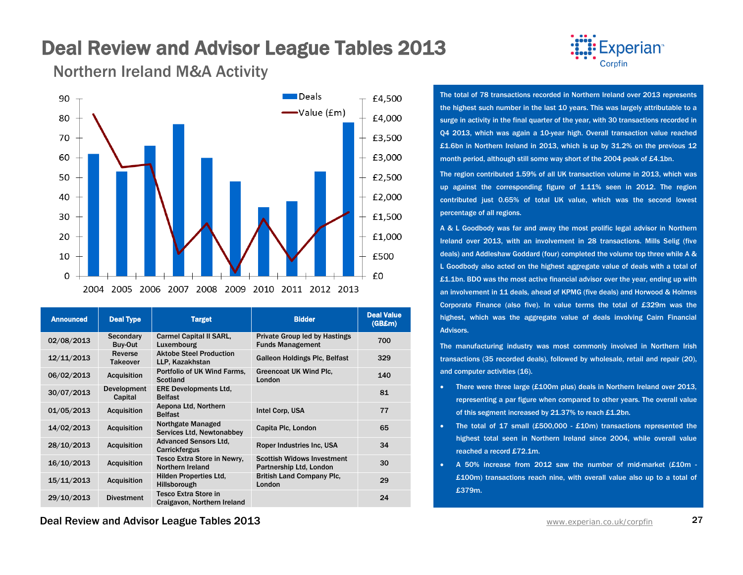# Deal Review and Advisor League Tables 2013

## Northern Ireland M&A Activity

| Announced | Deal Type | Target | Bidder | Deal Value (GB£m) |
|---|---|---|---|---|
| 02/08/2013 | Secondary Buy-Out | Carmel Capital II SARL, Luxembourg | Private Group led by Hastings Funds Management | 700 |
| 12/11/2013 | Reverse Takeover | Aktobe Steel Production LLP, Kazakhstan | Galleon Holdings Plc, Belfast | 329 |
| 06/02/2013 | Acquisition | Portfolio of UK Wind Farms, Scotland | Greencoat UK Wind Plc, London | 140 |
| 30/07/2013 | Development Capital | ERE Developments Ltd, Belfast | | 81 |
| 01/05/2013 | Acquisition | Aepona Ltd, Northern Belfast | Intel Corp, USA | 77 |
| 14/02/2013 | Acquisition | Northgate Managed Services Ltd, Newtonabbey | Capita Plc, London | 65 |
| 28/10/2013 | Acquisition | Advanced Sensors Ltd, Carrickfergus | Roper Industries Inc, USA | 34 |
| 16/10/2013 | Acquisition | Tesco Extra Store in Newry, Northern Ireland | Scottish Widows Investment Partnership Ltd, London | 30 |
| 15/11/2013 | Acquisition | Hilden Properties Ltd, Hillsborough | British Land Company Plc, London | 29 |
| 29/10/2013 | Divestment | Tesco Extra Store in Craigavon, Northern Ireland | | 24 |

The total of 78 transactions recorded in Northern Ireland over 2013 represents the highest such number in the last 10 years. This was largely attributable to a surge in activity in the final quarter of the year, with 30 transactions recorded in Q4 2013, which was again a 10-year high. Overall transaction value reached £1.6bn in Northern Ireland in 2013, which is up by 31.2% on the previous 12 month period, although still some way short of the 2004 peak of £4.1bn.

The region contributed 1.59% of all UK transaction volume in 2013, which was up against the corresponding figure of 1.11% seen in 2012. The region contributed just 0.65% of total UK value, which was the second lowest percentage of all regions.

A & L Goodbody was far and away the most prolific legal advisor in Northern Ireland over 2013, with an involvement in 28 transactions. Mills Selig (five deals) and Addleshaw Goddard (four) completed the volume top three while A & L Goodbody also acted on the highest aggregate value of deals with a total of £1.1bn. BDO was the most active financial advisor over the year, ending up with an involvement in 11 deals, ahead of KPMG (five deals) and Horwood & Holmes Corporate Finance (also five). In value terms the total of £329m was the highest, which was the aggregate value of deals involving Cairn Financial Advisors.

The manufacturing industry was most commonly involved in Northern Irish transactions (35 recorded deals), followed by wholesale, retail and repair (20), and computer activities (16).

- There were three large (£100m plus) deals in Northern Ireland over 2013, representing a par figure when compared to other years. The overall value of this segment increased by 21.37% to reach £1.2bn.
- The total of 17 small (£500,000 - £10m) transactions represented the highest total seen in Northern Ireland since 2004, while overall value reached a record £72.1m.
- A 50% increase from 2012 saw the number of mid-market (£10m - £100m) transactions reach nine, with overall value also up to a total of £379m.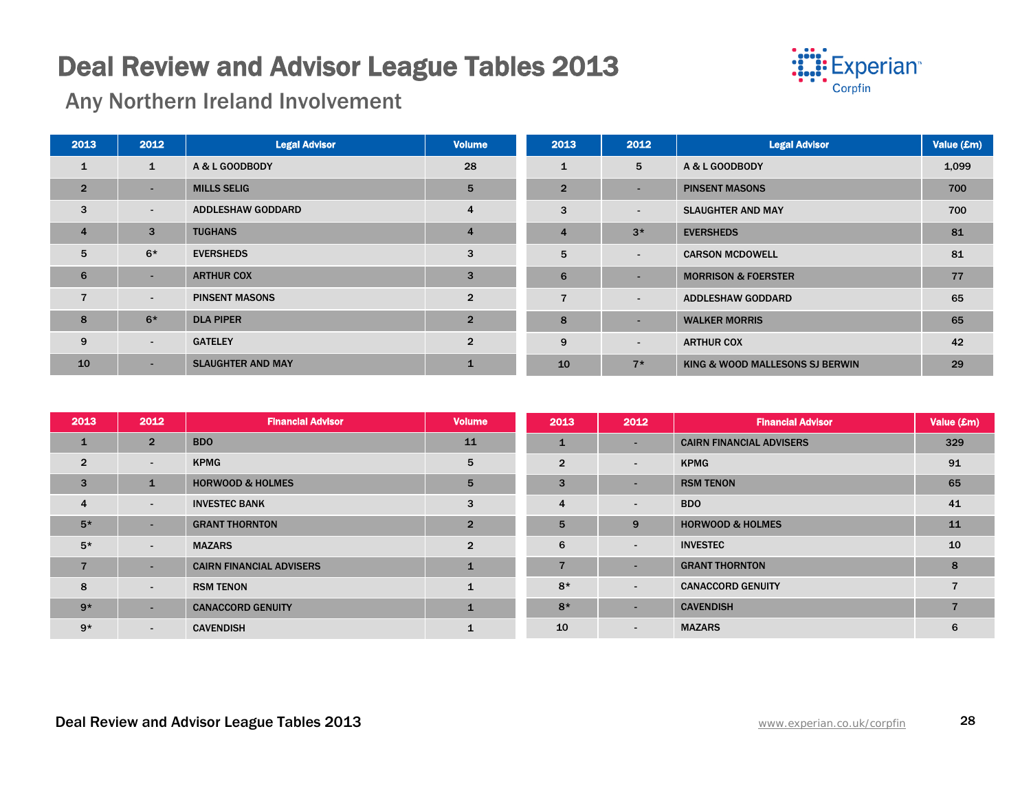# Deal Review and Advisor League Tables 2013

## Any Northern Ireland Involvement

| 2013 | 2012 | Legal Advisor | Volume |
|---|---|---|---|
| 1 | 1 | A & L GOODBODY | 28 |
| 2 | - | MILLS SELIG | 5 |
| 3 | - | ADDLESHAW GODDARD | 4 |
| 4 | 3 | TUGHANS | 4 |
| 5 | 6* | EVERSHEDS | 3 |
| 6 | - | ARTHUR COX | 3 |
| 7 | - | PINSENT MASONS | 2 |
| 8 | 6* | DLA PIPER | 2 |
| 9 | - | GATELEY | 2 |
| 10 | - | SLAUGHTER AND MAY | 1 |

| 2013 | 2012 | Legal Advisor | Value (£m) |
|---|---|---|---|
| 1 | 5 | A & L GOODBODY | 1,099 |
| 2 | - | PINSENT MASONS | 700 |
| 3 | - | SLAUGHTER AND MAY | 700 |
| 4 | 3* | EVERSHEDS | 81 |
| 5 | - | CARSON MCDOWELL | 81 |
| 6 | - | MORRISON & FOERSTER | 77 |
| 7 | - | ADDLESHAW GODDARD | 65 |
| 8 | - | WALKER MORRIS | 65 |
| 9 | - | ARTHUR COX | 42 |
| 10 | 7* | KING & WOOD MALLESONS SJ BERWIN | 29 |

| 2013 | 2012 | Financial Advisor | Volume |
|---|---|---|---|
| 1 | 2 | BDO | 11 |
| 2 | - | KPMG | 5 |
| 3 | 1 | HORWOOD & HOLMES | 5 |
| 4 | - | INVESTEC BANK | 3 |
| 5* | - | GRANT THORNTON | 2 |
| 5* | - | MAZARS | 2 |
| 7 | - | CAIRN FINANCIAL ADVISERS | 1 |
| 8 | - | RSM TENON | 1 |
| 9* | - | CANACCORD GENUITY | 1 |
| 9* | - | CAVENDISH | 1 |

| 2013 | 2012 | Financial Advisor | Value (£m) |
|---|---|---|---|
| 1 | - | CAIRN FINANCIAL ADVISERS | 329 |
| 2 | - | KPMG | 91 |
| 3 | - | RSM TENON | 65 |
| 4 | - | BDO | 41 |
| 5 | 9 | HORWOOD & HOLMES | 11 |
| 6 | - | INVESTEC | 10 |
| 7 | - | GRANT THORNTON | 8 |
| 8* | - | CANACCORD GENUITY | 7 |
| 8* | - | CAVENDISH | 7 |
| 10 | - | MAZARS | 6 |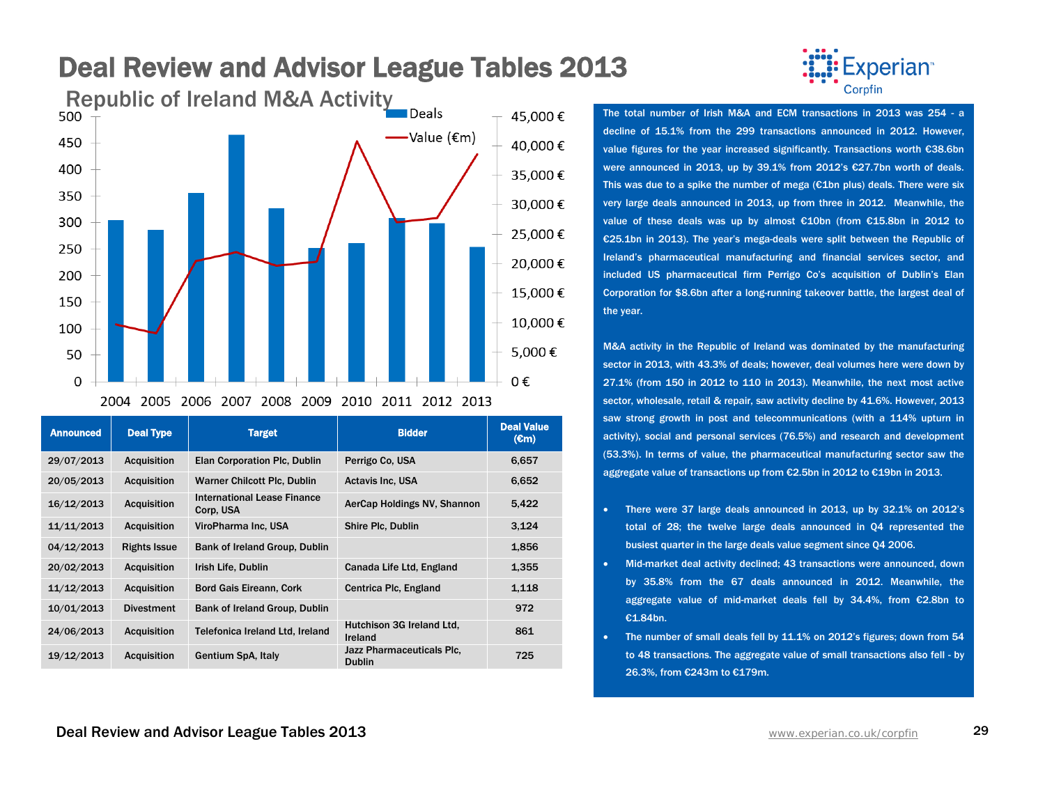# Deal Review and Advisor League Tables 2013

## Republic of Ireland M&A Activity

| Announced | Deal Type | Target | Bidder | Deal Value (€m) |
|---|---|---|---|---|
| 29/07/2013 | Acquisition | Elan Corporation Plc, Dublin | Perrigo Co, USA | 6,657 |
| 20/05/2013 | Acquisition | Warner Chilcott Plc, Dublin | Actavis Inc, USA | 6,652 |
| 16/12/2013 | Acquisition | International Lease Finance Corp, USA | AerCap Holdings NV, Shannon | 5,422 |
| 11/11/2013 | Acquisition | ViroPharma Inc, USA | Shire Plc, Dublin | 3,124 |
| 04/12/2013 | Rights Issue | Bank of Ireland Group, Dublin | | 1,856 |
| 20/02/2013 | Acquisition | Irish Life, Dublin | Canada Life Ltd, England | 1,355 |
| 11/12/2013 | Acquisition | Bord Gais Eireann, Cork | Centrica Plc, England | 1,118 |
| 10/01/2013 | Divestment | Bank of Ireland Group, Dublin | | 972 |
| 24/06/2013 | Acquisition | Telefonica Ireland Ltd, Ireland | Hutchison 3G Ireland Ltd, Ireland | 861 |
| 19/12/2013 | Acquisition | Gentium SpA, Italy | Jazz Pharmaceuticals Plc, Dublin | 725 |

The total number of Irish M&A and ECM transactions in 2013 was 254 - a decline of 15.1% from the 299 transactions announced in 2012. However, value figures for the year increased significantly. Transactions worth €38.6bn were announced in 2013, up by 39.1% from 2012's €27.7bn worth of deals. This was due to a spike the number of mega (€1bn plus) deals. There were six very large deals announced in 2013, up from three in 2012. Meanwhile, the value of these deals was up by almost €10bn (from €15.8bn in 2012 to €25.1bn in 2013). The year's mega-deals were split between the Republic of Ireland's pharmaceutical manufacturing and financial services sector, and included US pharmaceutical firm Perrigo Co's acquisition of Dublin's Elan Corporation for $8.6bn after a long-running takeover battle, the largest deal of the year.

M&A activity in the Republic of Ireland was dominated by the manufacturing sector in 2013, with 43.3% of deals; however, deal volumes here were down by 27.1% (from 150 in 2012 to 110 in 2013). Meanwhile, the next most active sector, wholesale, retail & repair, saw activity decline by 41.6%. However, 2013 saw strong growth in post and telecommunications (with a 114% upturn in activity), social and personal services (76.5%) and research and development (53.3%). In terms of value, the pharmaceutical manufacturing sector saw the aggregate value of transactions up from €2.5bn in 2012 to €19bn in 2013.

- There were 37 large deals announced in 2013, up by 32.1% on 2012's total of 28; the twelve large deals announced in Q4 represented the busiest quarter in the large deals value segment since Q4 2006.
- Mid-market deal activity declined; 43 transactions were announced, down by 35.8% from the 67 deals announced in 2012. Meanwhile, the aggregate value of mid-market deals fell by 34.4%, from €2.8bn to €1.84bn.
- The number of small deals fell by 11.1% on 2012's figures; down from 54 to 48 transactions. The aggregate value of small transactions also fell - by 26.3%, from €243m to €179m.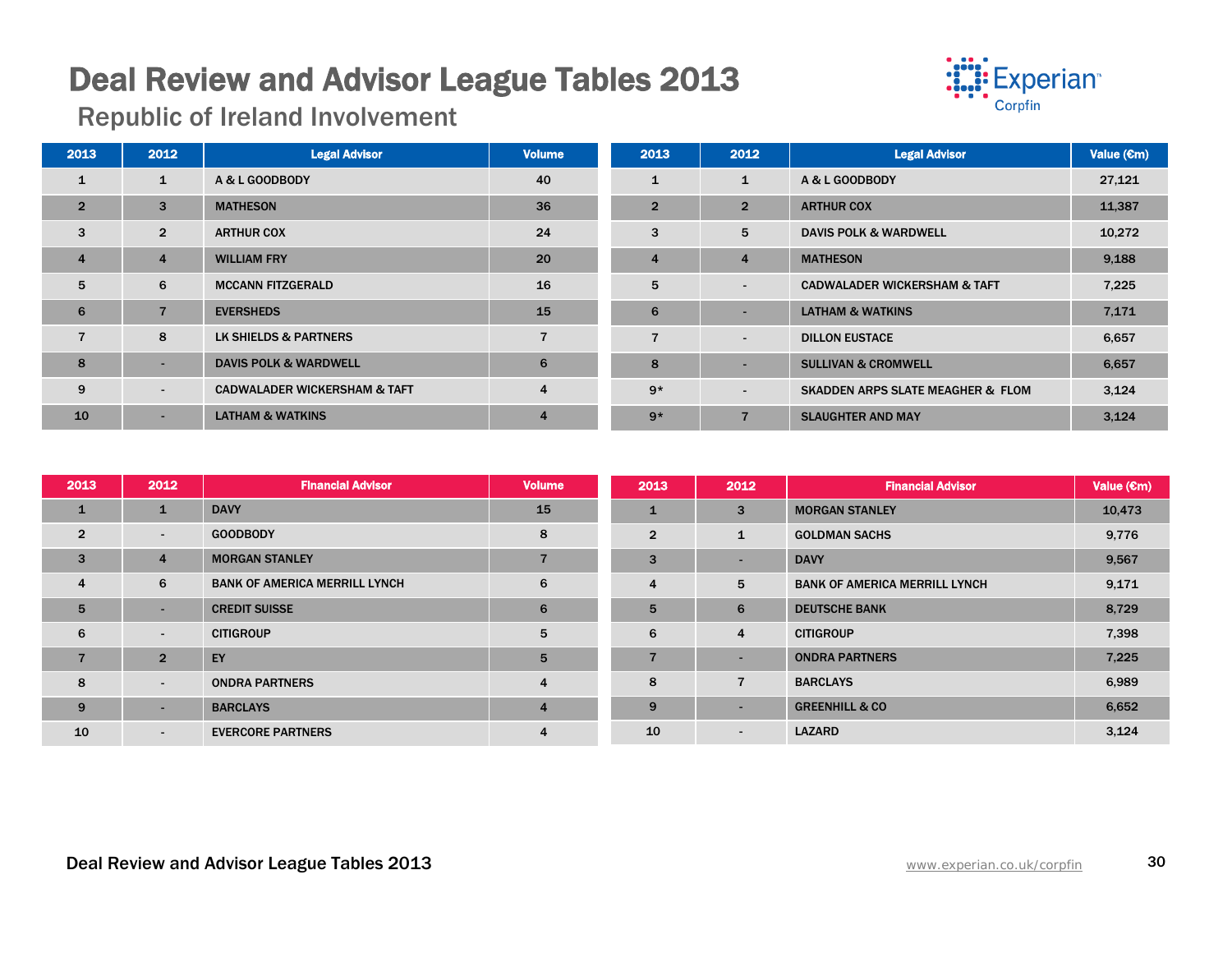# Deal Review and Advisor League Tables 2013

## Republic of Ireland Involvement

| 2013 | 2012 | Legal Advisor | Volume |
|---|---|---|---|
| 1 | 1 | A & L GOODBODY | 40 |
| 2 | 3 | MATHESON | 36 |
| 3 | 2 | ARTHUR COX | 24 |
| 4 | 4 | WILLIAM FRY | 20 |
| 5 | 6 | MCCANN FITZGERALD | 16 |
| 6 | 7 | EVERSHEDS | 15 |
| 7 | 8 | LK SHIELDS & PARTNERS | 7 |
| 8 | - | DAVIS POLK & WARDWELL | 6 |
| 9 | - | CADWALADER WICKERSHAM & TAFT | 4 |
| 10 | - | LATHAM & WATKINS | 4 |

| 2013 | 2012 | Legal Advisor | Value (€m) |
|---|---|---|---|
| 1 | 1 | A & L GOODBODY | 27,121 |
| 2 | 2 | ARTHUR COX | 11,387 |
| 3 | 5 | DAVIS POLK & WARDWELL | 10,272 |
| 4 | 4 | MATHESON | 9,188 |
| 5 | - | CADWALADER WICKERSHAM & TAFT | 7,225 |
| 6 | - | LATHAM & WATKINS | 7,171 |
| 7 | - | DILLON EUSTACE | 6,657 |
| 8 | - | SULLIVAN & CROMWELL | 6,657 |
| 9* | - | SKADDEN ARPS SLATE MEAGHER & FLOM | 3,124 |
| 9* | 7 | SLAUGHTER AND MAY | 3,124 |

| 2013 | 2012 | Financial Advisor | Volume |
|---|---|---|---|
| 1 | 1 | DAVY | 15 |
| 2 | - | GOODBODY | 8 |
| 3 | 4 | MORGAN STANLEY | 7 |
| 4 | 6 | BANK OF AMERICA MERRILL LYNCH | 6 |
| 5 | - | CREDIT SUISSE | 6 |
| 6 | - | CITIGROUP | 5 |
| 7 | 2 | EY | 5 |
| 8 | - | ONDRA PARTNERS | 4 |
| 9 | - | BARCLAYS | 4 |
| 10 | - | EVERCORE PARTNERS | 4 |

| 2013 | 2012 | Financial Advisor | Value (€m) |
|---|---|---|---|
| 1 | 3 | MORGAN STANLEY | 10,473 |
| 2 | 1 | GOLDMAN SACHS | 9,776 |
| 3 | - | DAVY | 9,567 |
| 4 | 5 | BANK OF AMERICA MERRILL LYNCH | 9,171 |
| 5 | 6 | DEUTSCHE BANK | 8,729 |
| 6 | 4 | CITIGROUP | 7,398 |
| 7 | - | ONDRA PARTNERS | 7,225 |
| 8 | 7 | BARCLAYS | 6,989 |
| 9 | - | GREENHILL & CO | 6,652 |
| 10 | - | LAZARD | 3,124 |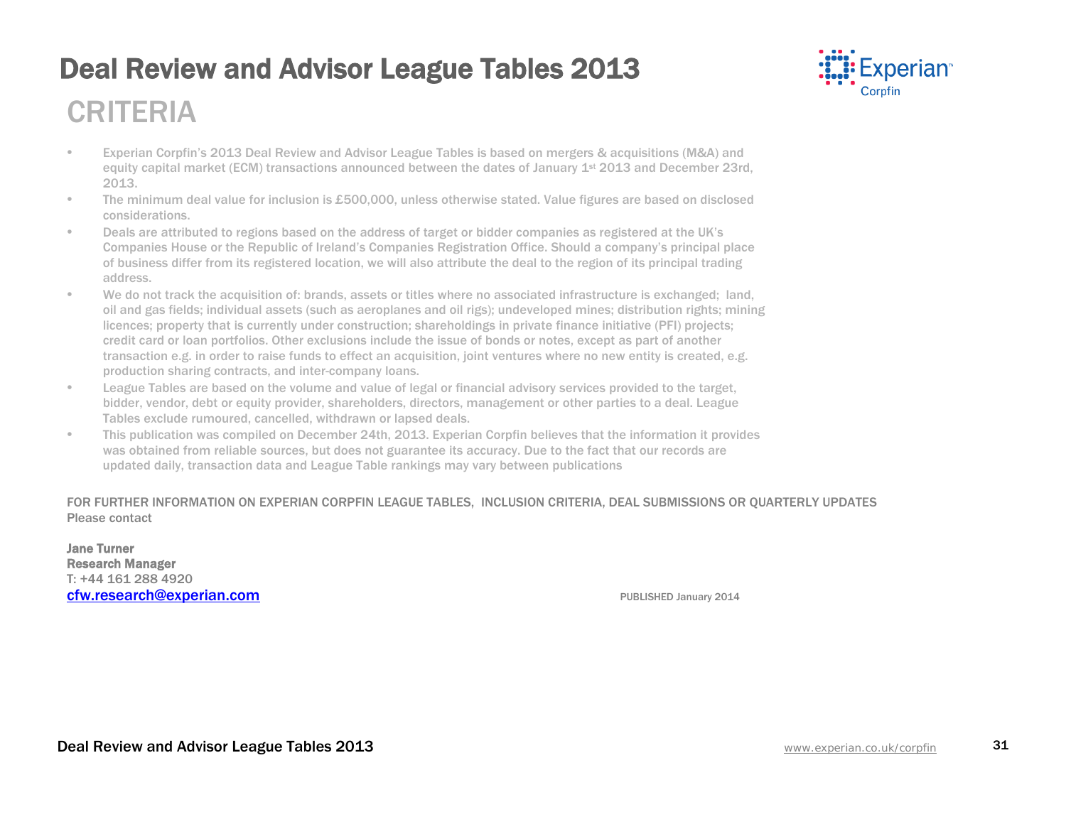# Deal Review and Advisor League Tables 2013

## CRITERIA

- Experian Corpfin's 2013 Deal Review and Advisor League Tables is based on mergers & acquisitions (M&A) and equity capital market (ECM) transactions announced between the dates of January 1st 2013 and December 23rd, 2013.
- The minimum deal value for inclusion is £500,000, unless otherwise stated. Value figures are based on disclosed considerations.
- Deals are attributed to regions based on the address of target or bidder companies as registered at the UK's Companies House or the Republic of Ireland's Companies Registration Office. Should a company's principal place of business differ from its registered location, we will also attribute the deal to the region of its principal trading address.
- We do not track the acquisition of: brands, assets or titles where no associated infrastructure is exchanged; land, oil and gas fields; individual assets (such as aeroplanes and oil rigs); undeveloped mines; distribution rights; mining licences; property that is currently under construction; shareholdings in private finance initiative (PFI) projects; credit card or loan portfolios. Other exclusions include the issue of bonds or notes, except as part of another transaction e.g. in order to raise funds to effect an acquisition, joint ventures where no new entity is created, e.g. production sharing contracts, and inter-company loans.
- League Tables are based on the volume and value of legal or financial advisory services provided to the target, bidder, vendor, debt or equity provider, shareholders, directors, management or other parties to a deal. League Tables exclude rumoured, cancelled, withdrawn or lapsed deals.
- This publication was compiled on December 24th, 2013. Experian Corpfin believes that the information it provides was obtained from reliable sources, but does not guarantee its accuracy. Due to the fact that our records are updated daily, transaction data and League Table rankings may vary between publications

FOR FURTHER INFORMATION ON EXPERIAN CORPFIN LEAGUE TABLES, INCLUSION CRITERIA, DEAL SUBMISSIONS OR QUARTERLY UPDATES
Please contact

**Jane Turner**
**Research Manager**
T: +44 161 288 4920
cfw.research@experian.com

PUBLISHED January 2014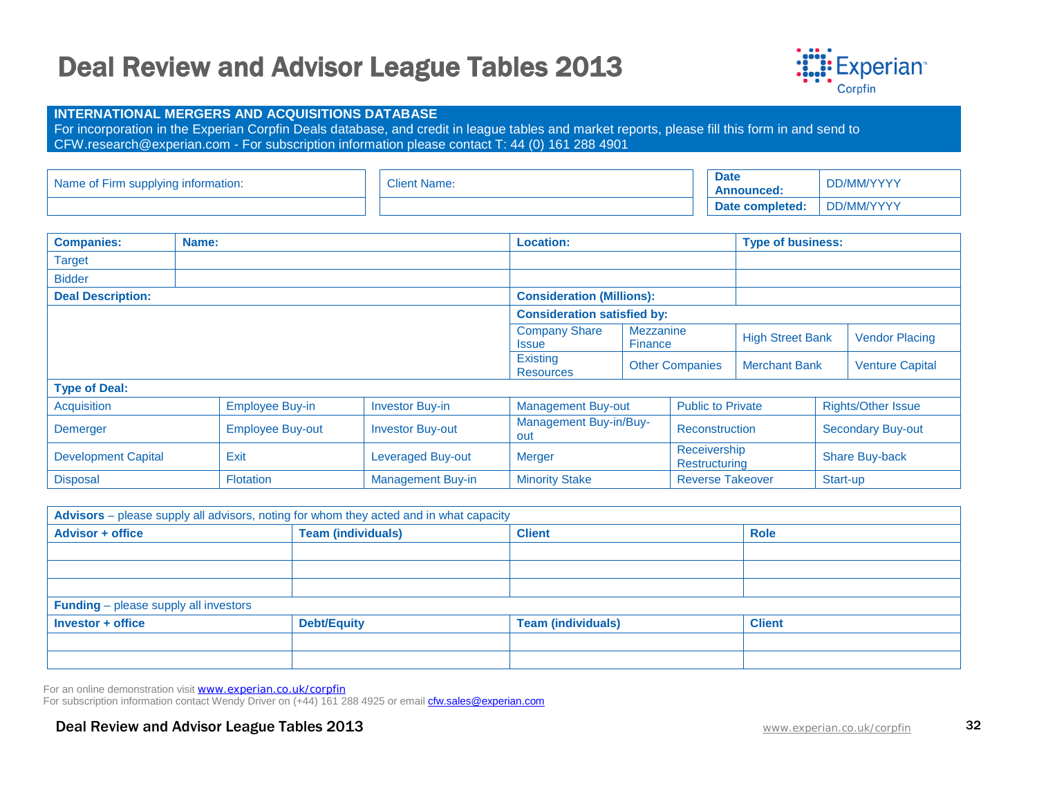# Deal Review and Advisor League Tables 2013

**INTERNATIONAL MERGERS AND ACQUISITIONS DATABASE**
For incorporation in the Experian Corpfin Deals database, and credit in league tables and market reports, please fill this form in and send to CFW.research@experian.com - For subscription information please contact T: 44 (0) 161 288 4901

| Name of Firm supplying information: |
|---|
| |

| Client Name: |
|---|
| |

| | |
|---|---|
| **Date Announced:** | DD/MM/YYYY |
| **Date completed:** | DD/MM/YYYY |

| **Companies:** | **Name:** | **Location:** | **Type of business:** |
|---|---|---|---|
| Target | | | |
| Bidder | | | |

| **Deal Description:** | **Consideration (Millions):** | | | |
|---|---|---|---|---|
| | **Consideration satisfied by:** | | | |
| | Company Share Issue | Mezzanine Finance | High Street Bank | Vendor Placing |
| | Existing Resources | Other Companies | Merchant Bank | Venture Capital |

| **Type of Deal:** | | | | | |
|---|---|---|---|---|---|
| Acquisition | Employee Buy-in | Investor Buy-in | Management Buy-out | Public to Private | Rights/Other Issue |
| Demerger | Employee Buy-out | Investor Buy-out | Management Buy-in/Buy-out | Reconstruction | Secondary Buy-out |
| Development Capital | Exit | Leveraged Buy-out | Merger | Receivership Restructuring | Share Buy-back |
| Disposal | Flotation | Management Buy-in | Minority Stake | Reverse Takeover | Start-up |

**Advisors** – please supply all advisors, noting for whom they acted and in what capacity

| **Advisor + office** | **Team (individuals)** | **Client** | **Role** |
|---|---|---|---|
| | | | |
| | | | |
| | | | |

**Funding** – please supply all investors

| **Investor + office** | **Debt/Equity** | **Team (individuals)** | **Client** |
|---|---|---|---|
| | | | |
| | | | |

For an online demonstration visit www.experian.co.uk/corpfin
For subscription information contact Wendy Driver on (+44) 161 288 4925 or email cfw.sales@experian.com